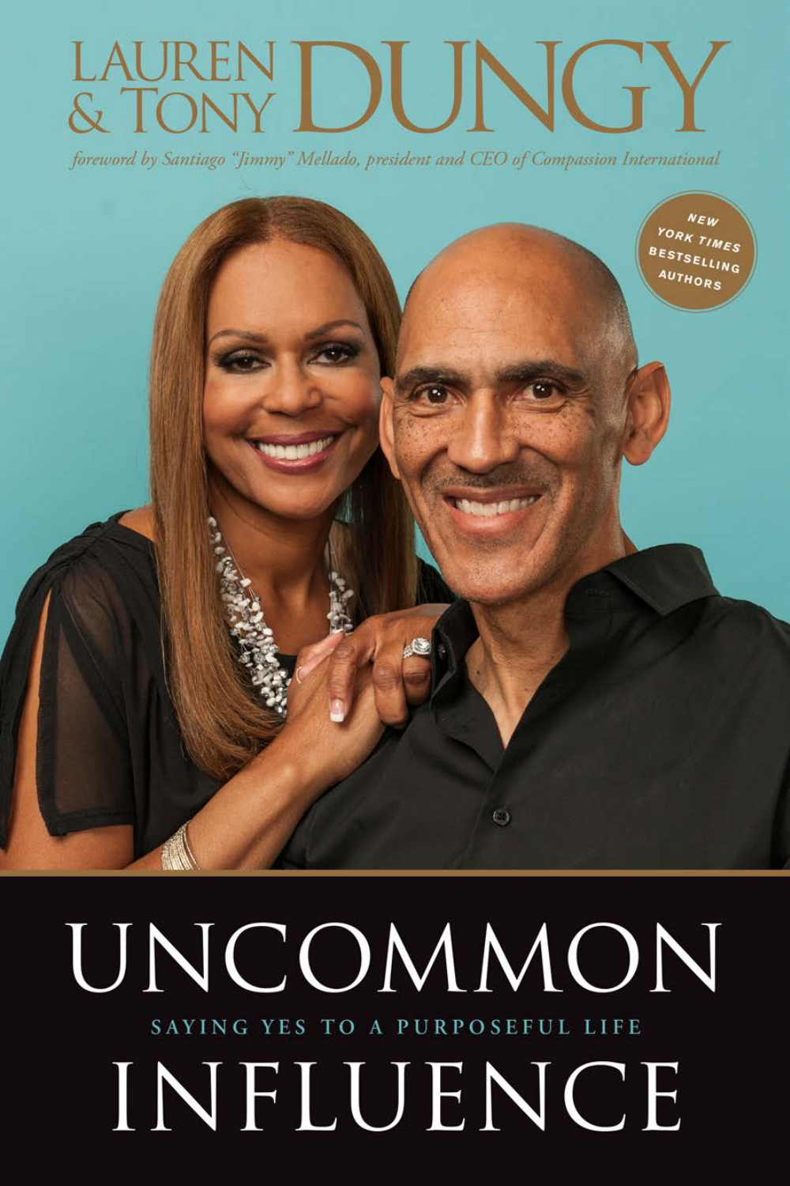# LAUREN & TONY DUNGY

*foreword by Santiago "Jimmy" Mellado, president and CEO of Compassion International*

NEW YORK TIMES BESTSELLING AUTHORS

# UNCOMMON INFLUENCE

## SAYING YES TO A PURPOSEFUL LIFE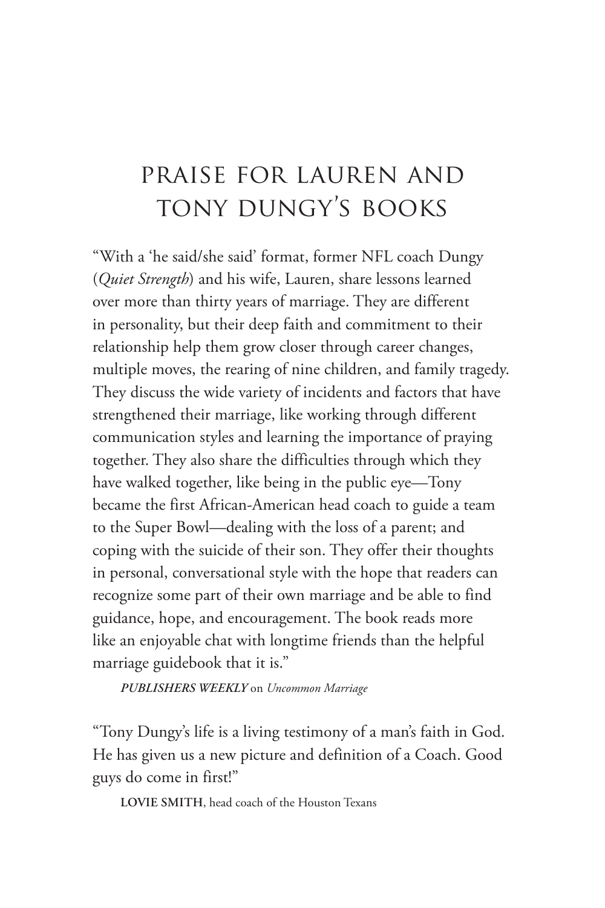# PRAISE FOR LAUREN AND TONY DUNGY'S BOOKS

"With a 'he said/she said' format, former NFL coach Dungy (*Quiet Strength*) and his wife, Lauren, share lessons learned over more than thirty years of marriage. They are different in personality, but their deep faith and commitment to their relationship help them grow closer through career changes, multiple moves, the rearing of nine children, and family tragedy. They discuss the wide variety of incidents and factors that have strengthened their marriage, like working through different communication styles and learning the importance of praying together. They also share the difficulties through which they have walked together, like being in the public eye—Tony became the first African-American head coach to guide a team to the Super Bowl—dealing with the loss of a parent; and coping with the suicide of their son. They offer their thoughts in personal, conversational style with the hope that readers can recognize some part of their own marriage and be able to find guidance, hope, and encouragement. The book reads more like an enjoyable chat with longtime friends than the helpful marriage guidebook that it is."

***PUBLISHERS WEEKLY*** on *Uncommon Marriage*

"Tony Dungy's life is a living testimony of a man's faith in God. He has given us a new picture and definition of a Coach. Good guys do come in first!"

**LOVIE SMITH**, head coach of the Houston Texans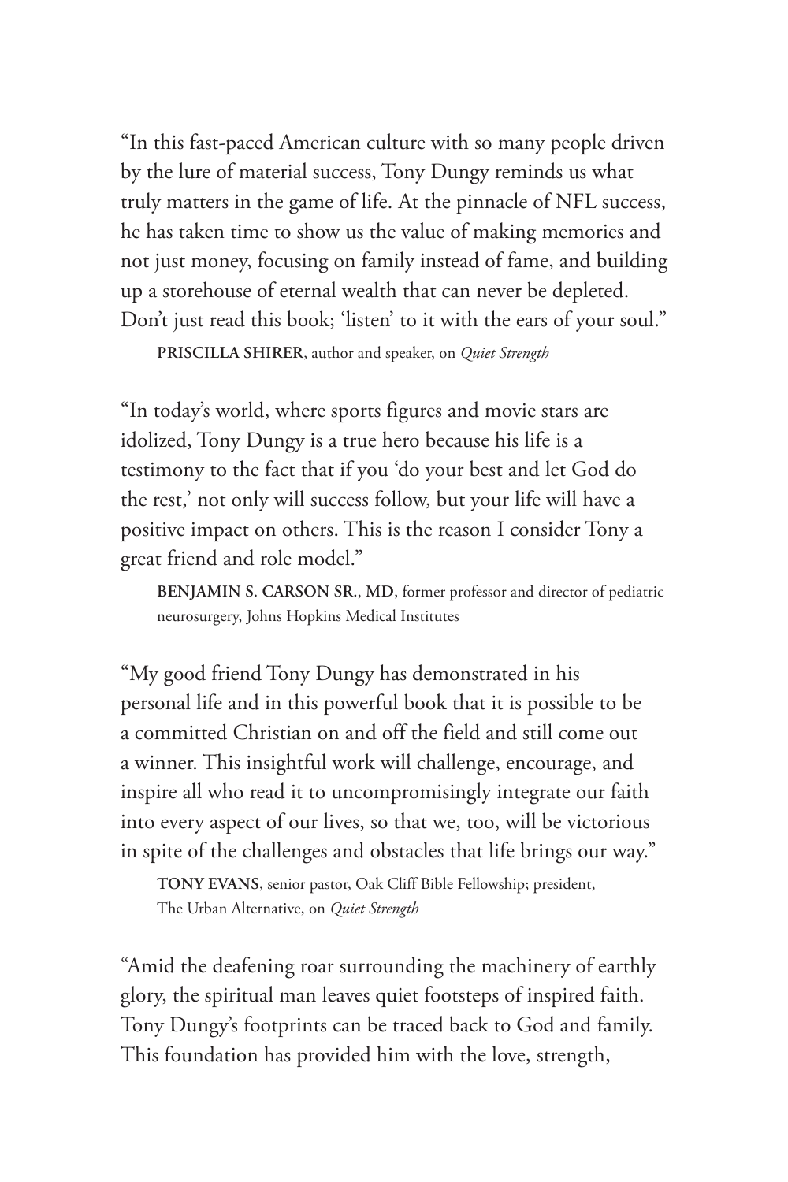"In this fast-paced American culture with so many people driven by the lure of material success, Tony Dungy reminds us what truly matters in the game of life. At the pinnacle of NFL success, he has taken time to show us the value of making memories and not just money, focusing on family instead of fame, and building up a storehouse of eternal wealth that can never be depleted. Don't just read this book; 'listen' to it with the ears of your soul."

**PRISCILLA SHIRER**, author and speaker, on *Quiet Strength*

"In today's world, where sports figures and movie stars are idolized, Tony Dungy is a true hero because his life is a testimony to the fact that if you 'do your best and let God do the rest,' not only will success follow, but your life will have a positive impact on others. This is the reason I consider Tony a great friend and role model."

**BENJAMIN S. CARSON SR., MD**, former professor and director of pediatric neurosurgery, Johns Hopkins Medical Institutes

"My good friend Tony Dungy has demonstrated in his personal life and in this powerful book that it is possible to be a committed Christian on and off the field and still come out a winner. This insightful work will challenge, encourage, and inspire all who read it to uncompromisingly integrate our faith into every aspect of our lives, so that we, too, will be victorious in spite of the challenges and obstacles that life brings our way."

**TONY EVANS**, senior pastor, Oak Cliff Bible Fellowship; president, The Urban Alternative, on *Quiet Strength*

"Amid the deafening roar surrounding the machinery of earthly glory, the spiritual man leaves quiet footsteps of inspired faith. Tony Dungy's footprints can be traced back to God and family. This foundation has provided him with the love, strength,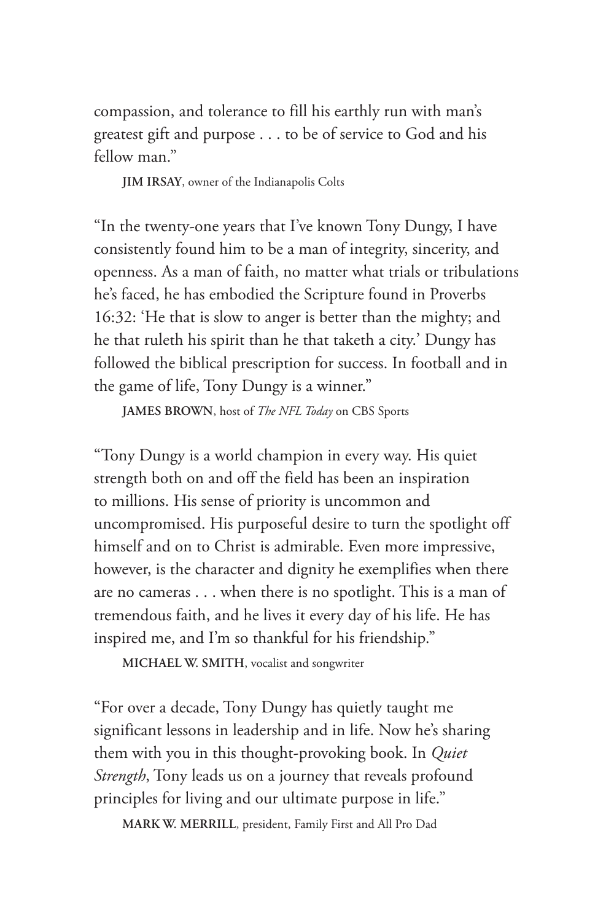compassion, and tolerance to fill his earthly run with man's greatest gift and purpose . . . to be of service to God and his fellow man."

**JIM IRSAY**, owner of the Indianapolis Colts

"In the twenty-one years that I've known Tony Dungy, I have consistently found him to be a man of integrity, sincerity, and openness. As a man of faith, no matter what trials or tribulations he's faced, he has embodied the Scripture found in Proverbs 16:32: 'He that is slow to anger is better than the mighty; and he that ruleth his spirit than he that taketh a city.' Dungy has followed the biblical prescription for success. In football and in the game of life, Tony Dungy is a winner."

**JAMES BROWN**, host of *The NFL Today* on CBS Sports

"Tony Dungy is a world champion in every way. His quiet strength both on and off the field has been an inspiration to millions. His sense of priority is uncommon and uncompromised. His purposeful desire to turn the spotlight off himself and on to Christ is admirable. Even more impressive, however, is the character and dignity he exemplifies when there are no cameras . . . when there is no spotlight. This is a man of tremendous faith, and he lives it every day of his life. He has inspired me, and I'm so thankful for his friendship."

**MICHAEL W. SMITH**, vocalist and songwriter

"For over a decade, Tony Dungy has quietly taught me significant lessons in leadership and in life. Now he's sharing them with you in this thought-provoking book. In *Quiet Strength*, Tony leads us on a journey that reveals profound principles for living and our ultimate purpose in life."

**MARK W. MERRILL**, president, Family First and All Pro Dad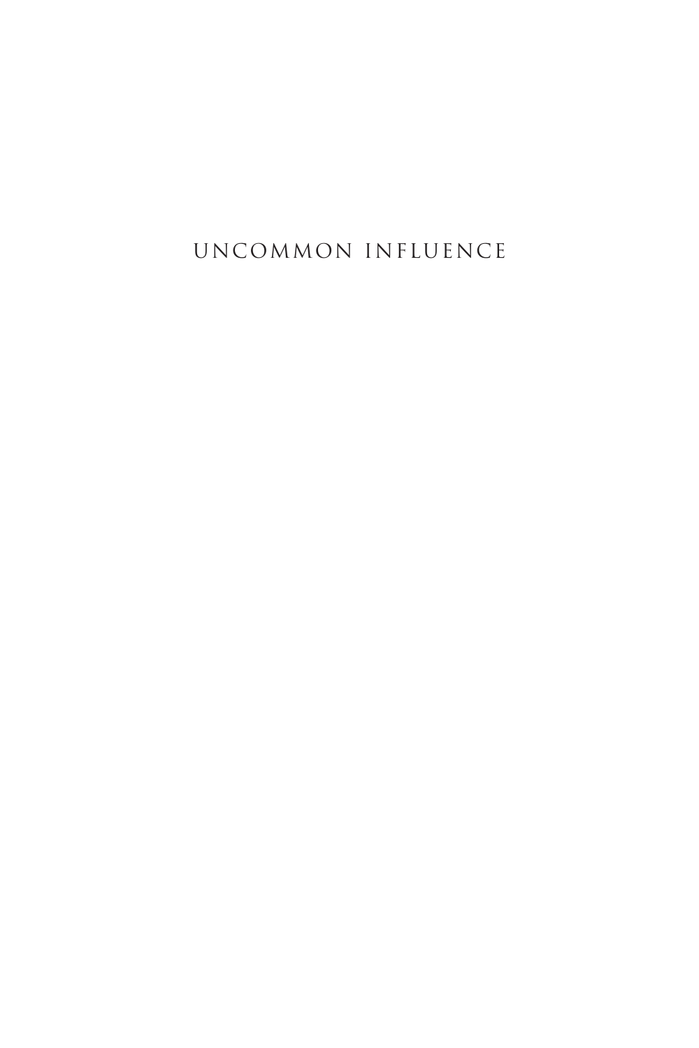# UNCOMMON INFLUENCE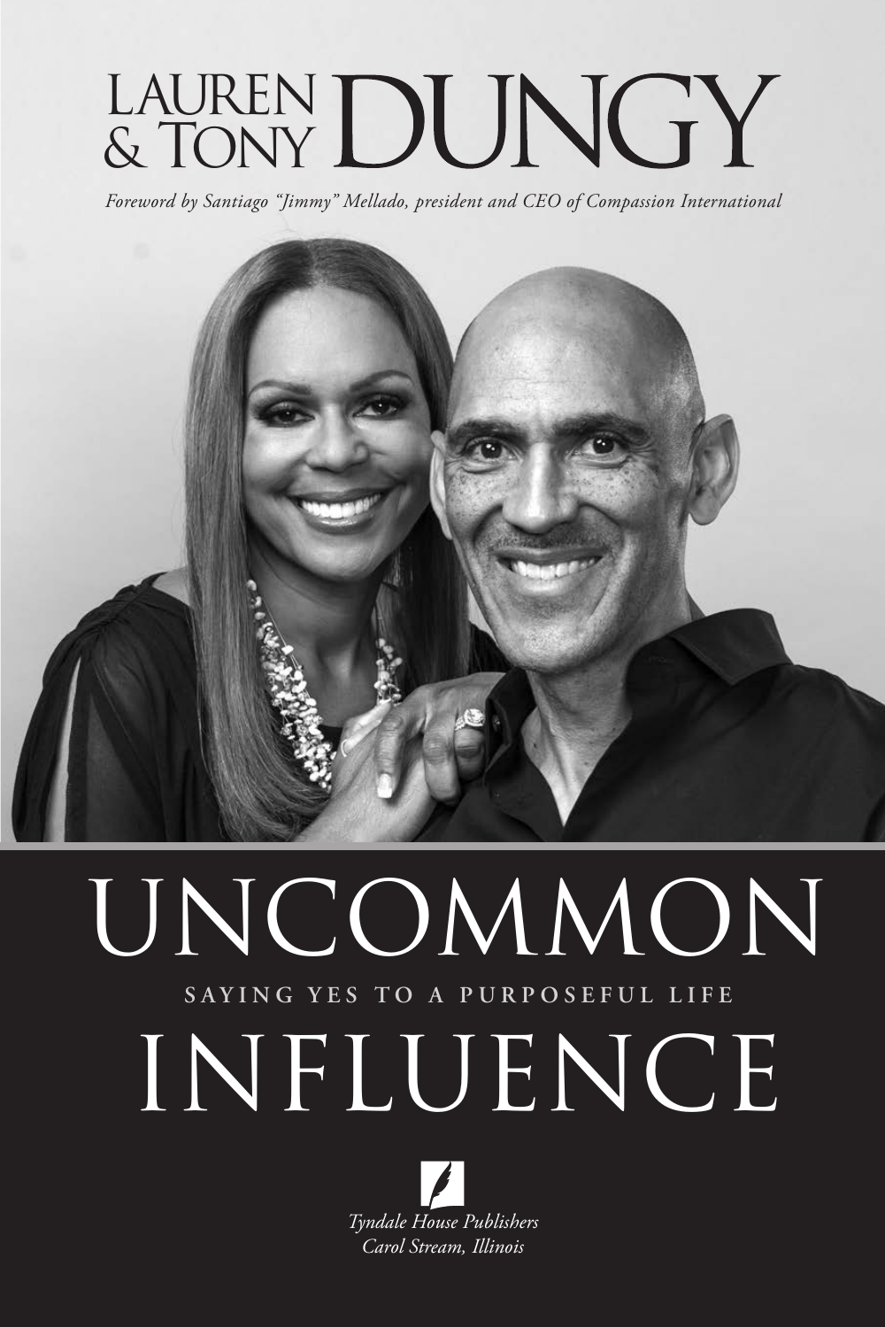# LAUREN & TONY DUNGY

*Foreword by Santiago "Jimmy" Mellado, president and CEO of Compassion International*

# UNCOMMON INFLUENCE

## SAYING YES TO A PURPOSEFUL LIFE

*Tyndale House Publishers*
*Carol Stream, Illinois*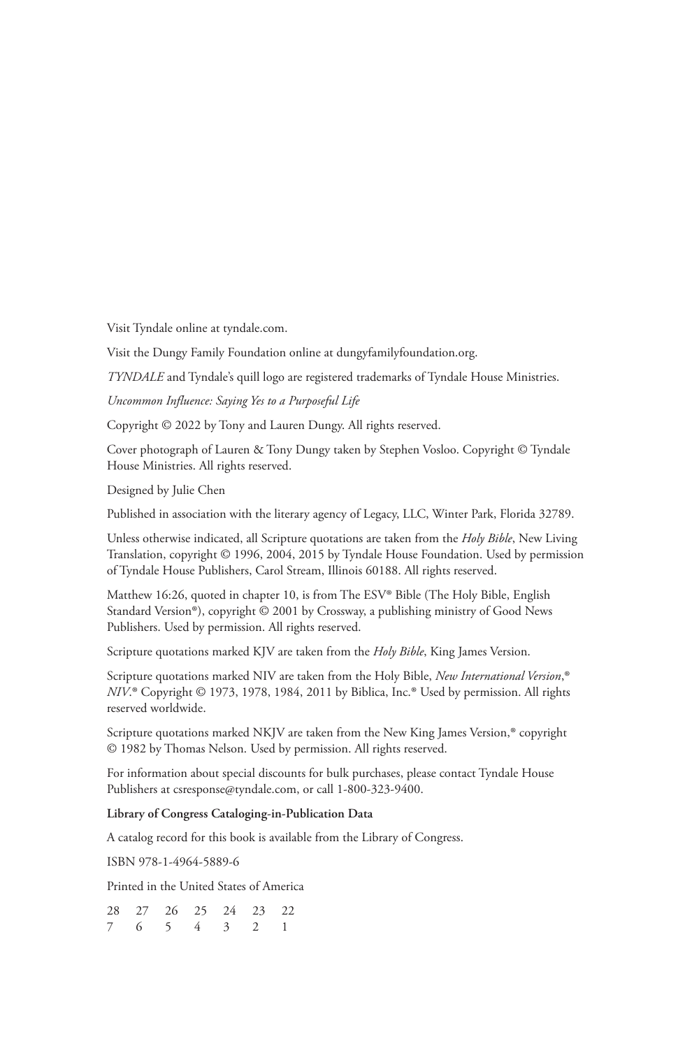Visit Tyndale online at tyndale.com.

Visit the Dungy Family Foundation online at dungyfamilyfoundation.org.

*TYNDALE* and Tyndale's quill logo are registered trademarks of Tyndale House Ministries.

*Uncommon Influence: Saying Yes to a Purposeful Life*

Copyright © 2022 by Tony and Lauren Dungy. All rights reserved.

Cover photograph of Lauren & Tony Dungy taken by Stephen Vosloo. Copyright © Tyndale House Ministries. All rights reserved.

Designed by Julie Chen

Published in association with the literary agency of Legacy, LLC, Winter Park, Florida 32789.

Unless otherwise indicated, all Scripture quotations are taken from the *Holy Bible*, New Living Translation, copyright © 1996, 2004, 2015 by Tyndale House Foundation. Used by permission of Tyndale House Publishers, Carol Stream, Illinois 60188. All rights reserved.

Matthew 16:26, quoted in chapter 10, is from The ESV® Bible (The Holy Bible, English Standard Version®), copyright © 2001 by Crossway, a publishing ministry of Good News Publishers. Used by permission. All rights reserved.

Scripture quotations marked KJV are taken from the *Holy Bible*, King James Version.

Scripture quotations marked NIV are taken from the Holy Bible, *New International Version*,® *NIV*.® Copyright © 1973, 1978, 1984, 2011 by Biblica, Inc.® Used by permission. All rights reserved worldwide.

Scripture quotations marked NKJV are taken from the New King James Version,® copyright © 1982 by Thomas Nelson. Used by permission. All rights reserved.

For information about special discounts for bulk purchases, please contact Tyndale House Publishers at csresponse@tyndale.com, or call 1-800-323-9400.

**Library of Congress Cataloging-in-Publication Data**

A catalog record for this book is available from the Library of Congress.

ISBN 978-1-4964-5889-6

Printed in the United States of America

28 27 26 25 24 23 22
7 6 5 4 3 2 1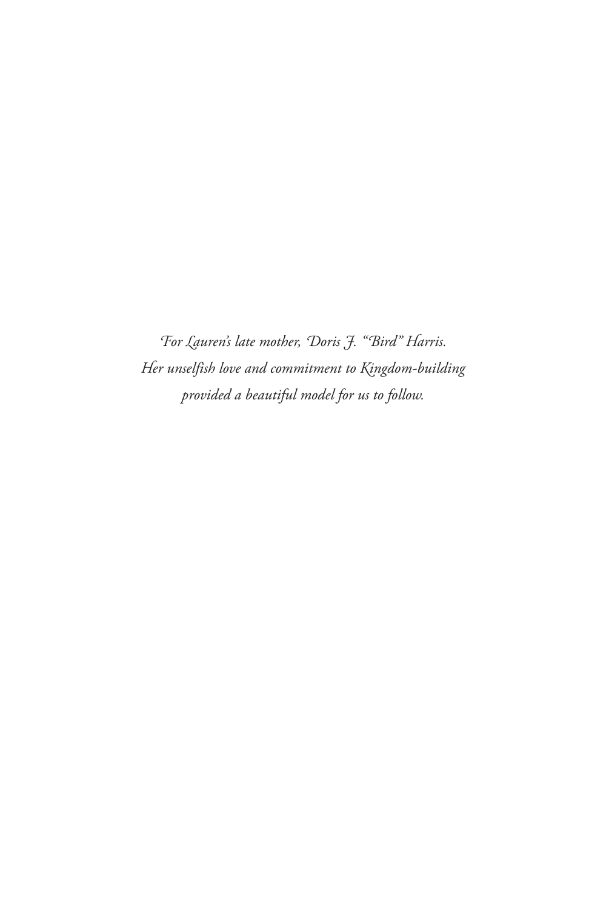*For Lauren's late mother, Doris J. "Bird" Harris.*
*Her unselfish love and commitment to Kingdom-building*
*provided a beautiful model for us to follow.*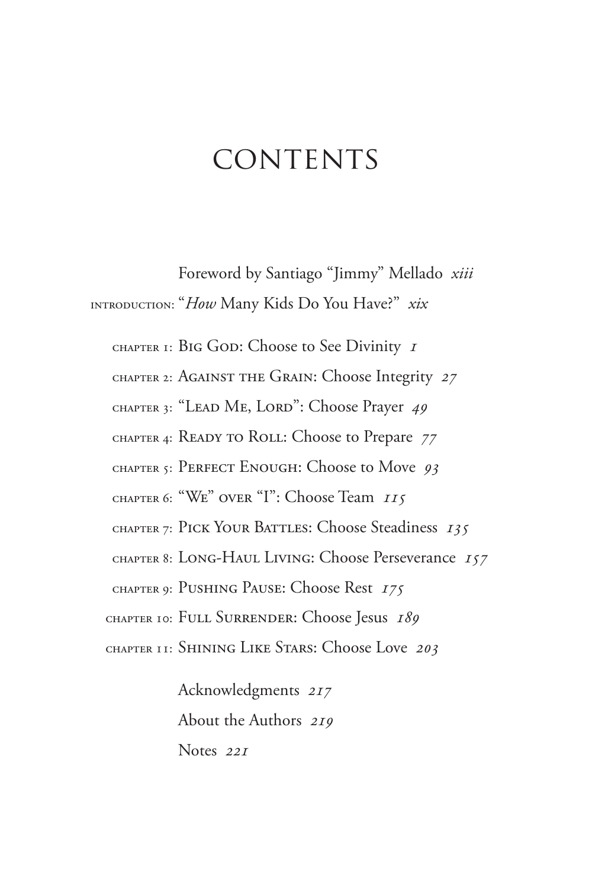# CONTENTS

Foreword by Santiago "Jimmy" Mellado *xiii*

INTRODUCTION: "*How* Many Kids Do You Have?" *xix*

CHAPTER 1: BIG GOD: Choose to See Divinity *1*

CHAPTER 2: AGAINST THE GRAIN: Choose Integrity *27*

CHAPTER 3: "LEAD ME, LORD": Choose Prayer *49*

CHAPTER 4: READY TO ROLL: Choose to Prepare *77*

CHAPTER 5: PERFECT ENOUGH: Choose to Move *93*

CHAPTER 6: "WE" OVER "I": Choose Team *115*

CHAPTER 7: PICK YOUR BATTLES: Choose Steadiness *135*

CHAPTER 8: LONG-HAUL LIVING: Choose Perseverance *157*

CHAPTER 9: PUSHING PAUSE: Choose Rest *175*

CHAPTER 10: FULL SURRENDER: Choose Jesus *189*

CHAPTER 11: SHINING LIKE STARS: Choose Love *203*

Acknowledgments *217*

About the Authors *219*

Notes *221*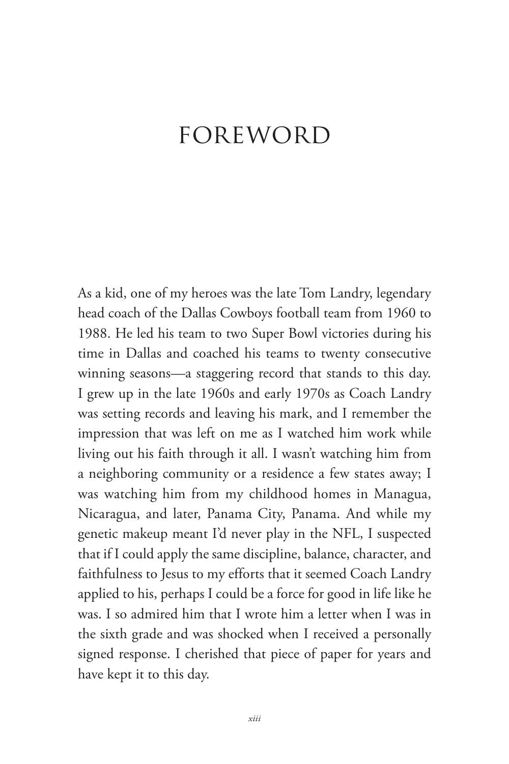# FOREWORD

As a kid, one of my heroes was the late Tom Landry, legendary head coach of the Dallas Cowboys football team from 1960 to 1988. He led his team to two Super Bowl victories during his time in Dallas and coached his teams to twenty consecutive winning seasons—a staggering record that stands to this day. I grew up in the late 1960s and early 1970s as Coach Landry was setting records and leaving his mark, and I remember the impression that was left on me as I watched him work while living out his faith through it all. I wasn't watching him from a neighboring community or a residence a few states away; I was watching him from my childhood homes in Managua, Nicaragua, and later, Panama City, Panama. And while my genetic makeup meant I'd never play in the NFL, I suspected that if I could apply the same discipline, balance, character, and faithfulness to Jesus to my efforts that it seemed Coach Landry applied to his, perhaps I could be a force for good in life like he was. I so admired him that I wrote him a letter when I was in the sixth grade and was shocked when I received a personally signed response. I cherished that piece of paper for years and have kept it to this day.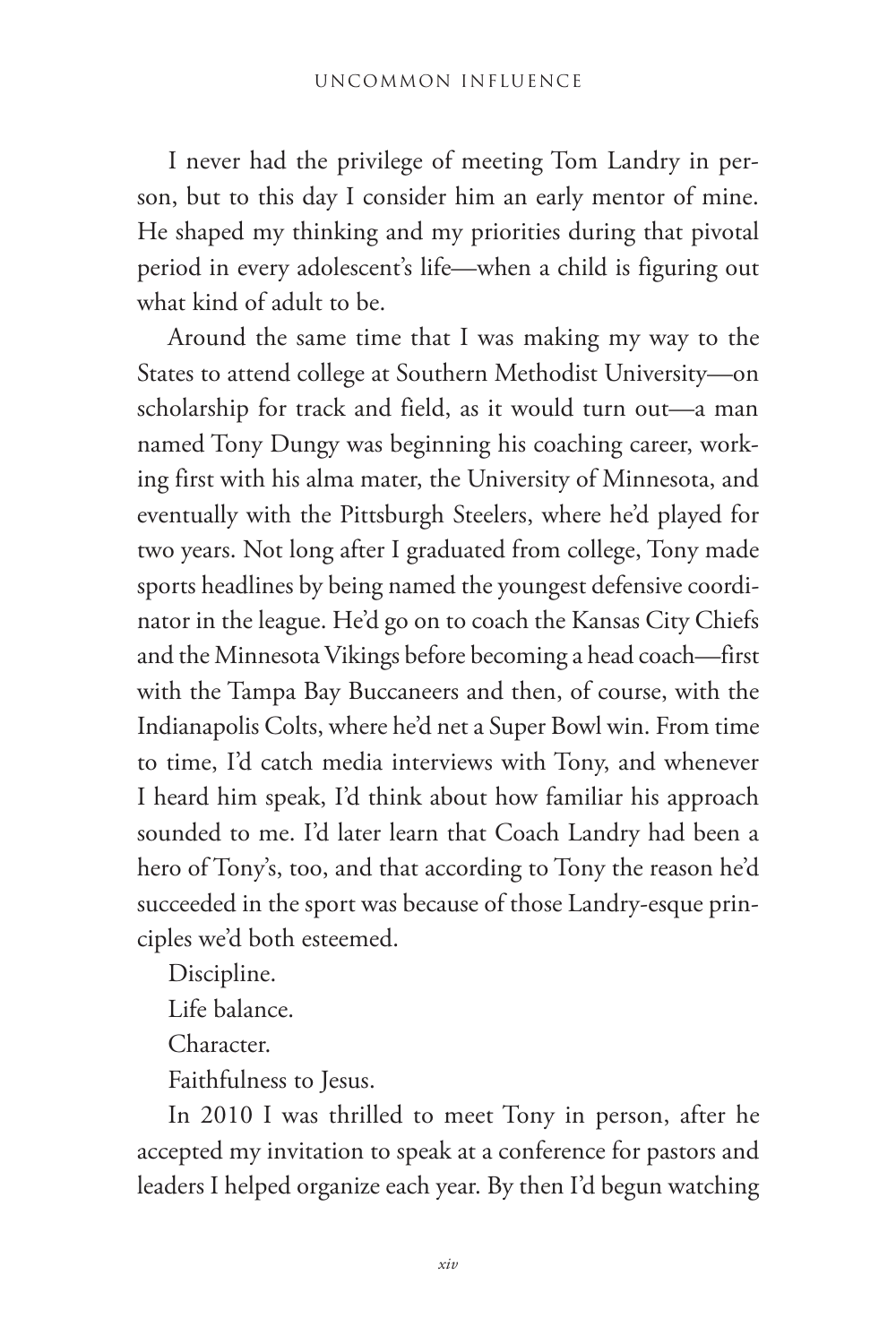I never had the privilege of meeting Tom Landry in person, but to this day I consider him an early mentor of mine. He shaped my thinking and my priorities during that pivotal period in every adolescent's life—when a child is figuring out what kind of adult to be.

Around the same time that I was making my way to the States to attend college at Southern Methodist University—on scholarship for track and field, as it would turn out—a man named Tony Dungy was beginning his coaching career, working first with his alma mater, the University of Minnesota, and eventually with the Pittsburgh Steelers, where he'd played for two years. Not long after I graduated from college, Tony made sports headlines by being named the youngest defensive coordinator in the league. He'd go on to coach the Kansas City Chiefs and the Minnesota Vikings before becoming a head coach—first with the Tampa Bay Buccaneers and then, of course, with the Indianapolis Colts, where he'd net a Super Bowl win. From time to time, I'd catch media interviews with Tony, and whenever I heard him speak, I'd think about how familiar his approach sounded to me. I'd later learn that Coach Landry had been a hero of Tony's, too, and that according to Tony the reason he'd succeeded in the sport was because of those Landry-esque principles we'd both esteemed.

Discipline.

Life balance.

Character.

Faithfulness to Jesus.

In 2010 I was thrilled to meet Tony in person, after he accepted my invitation to speak at a conference for pastors and leaders I helped organize each year. By then I'd begun watching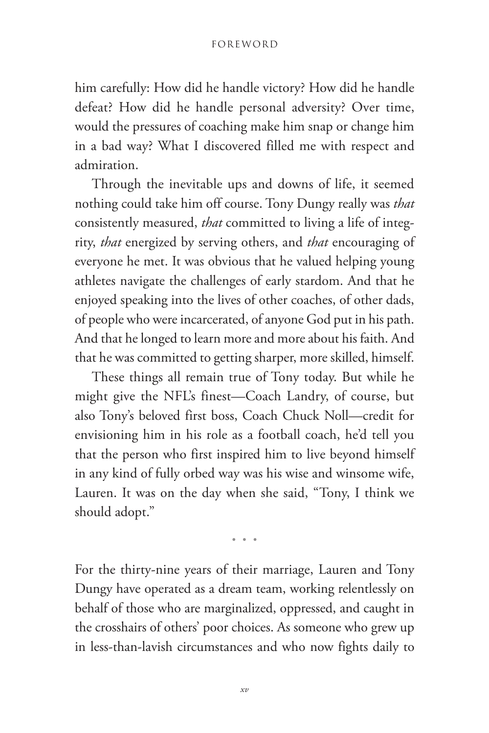him carefully: How did he handle victory? How did he handle defeat? How did he handle personal adversity? Over time, would the pressures of coaching make him snap or change him in a bad way? What I discovered filled me with respect and admiration.

Through the inevitable ups and downs of life, it seemed nothing could take him off course. Tony Dungy really was *that* consistently measured, *that* committed to living a life of integrity, *that* energized by serving others, and *that* encouraging of everyone he met. It was obvious that he valued helping young athletes navigate the challenges of early stardom. And that he enjoyed speaking into the lives of other coaches, of other dads, of people who were incarcerated, of anyone God put in his path. And that he longed to learn more and more about his faith. And that he was committed to getting sharper, more skilled, himself.

These things all remain true of Tony today. But while he might give the NFL's finest—Coach Landry, of course, but also Tony's beloved first boss, Coach Chuck Noll—credit for envisioning him in his role as a football coach, he'd tell you that the person who first inspired him to live beyond himself in any kind of fully orbed way was his wise and winsome wife, Lauren. It was on the day when she said, "Tony, I think we should adopt."

• • •

For the thirty-nine years of their marriage, Lauren and Tony Dungy have operated as a dream team, working relentlessly on behalf of those who are marginalized, oppressed, and caught in the crosshairs of others' poor choices. As someone who grew up in less-than-lavish circumstances and who now fights daily to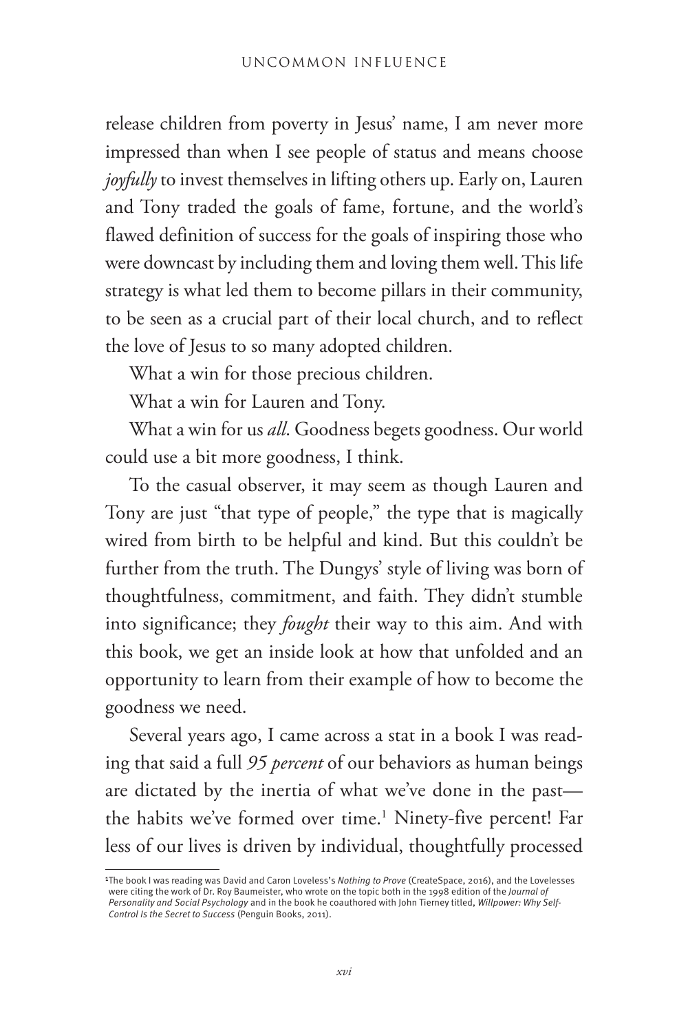release children from poverty in Jesus' name, I am never more impressed than when I see people of status and means choose *joyfully* to invest themselves in lifting others up. Early on, Lauren and Tony traded the goals of fame, fortune, and the world's flawed definition of success for the goals of inspiring those who were downcast by including them and loving them well. This life strategy is what led them to become pillars in their community, to be seen as a crucial part of their local church, and to reflect the love of Jesus to so many adopted children.

What a win for those precious children.

What a win for Lauren and Tony.

What a win for us *all*. Goodness begets goodness. Our world could use a bit more goodness, I think.

To the casual observer, it may seem as though Lauren and Tony are just "that type of people," the type that is magically wired from birth to be helpful and kind. But this couldn't be further from the truth. The Dungys' style of living was born of thoughtfulness, commitment, and faith. They didn't stumble into significance; they *fought* their way to this aim. And with this book, we get an inside look at how that unfolded and an opportunity to learn from their example of how to become the goodness we need.

Several years ago, I came across a stat in a book I was reading that said a full *95 percent* of our behaviors as human beings are dictated by the inertia of what we've done in the past—the habits we've formed over time.[1] Ninety-five percent! Far less of our lives is driven by individual, thoughtfully processed

---

[1]The book I was reading was David and Caron Loveless's *Nothing to Prove* (CreateSpace, 2016), and the Lovelesses were citing the work of Dr. Roy Baumeister, who wrote on the topic both in the 1998 edition of the *Journal of Personality and Social Psychology* and in the book he coauthored with John Tierney titled, *Willpower: Why Self-Control Is the Secret to Success* (Penguin Books, 2011).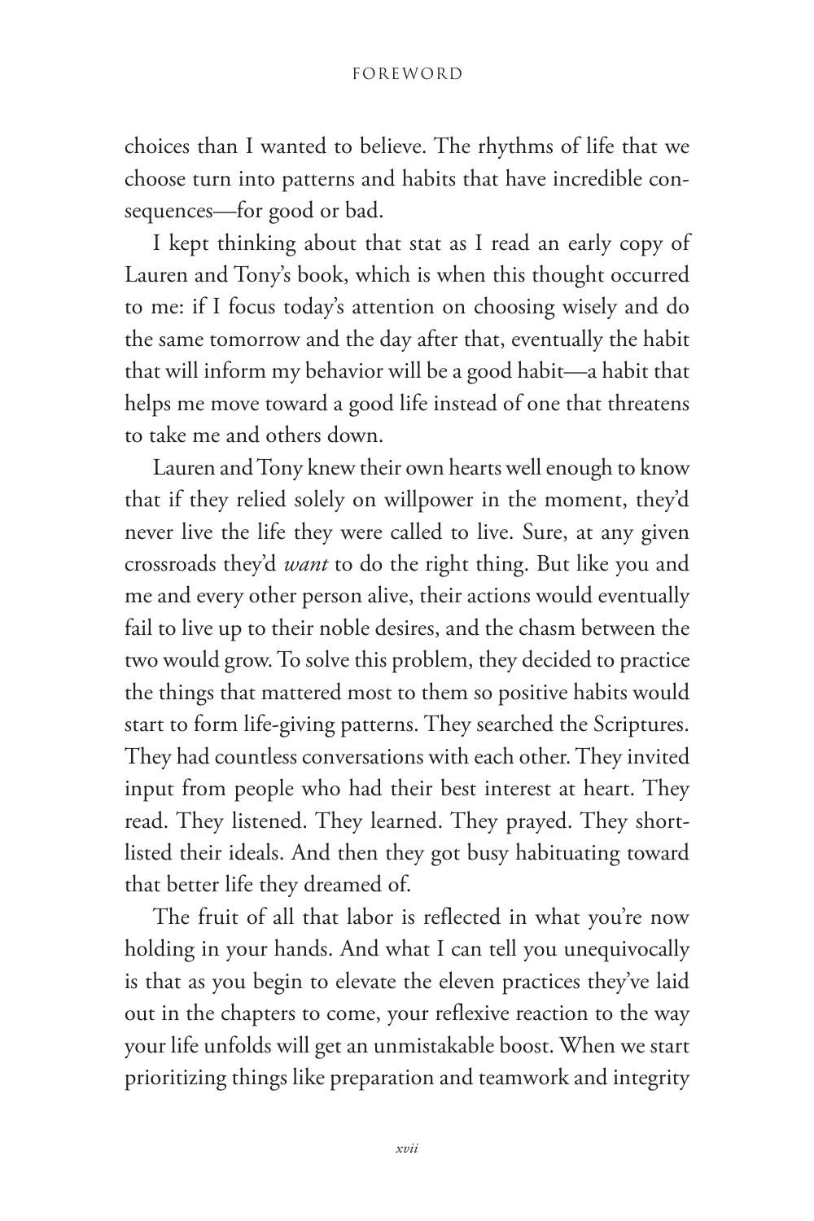choices than I wanted to believe. The rhythms of life that we choose turn into patterns and habits that have incredible consequences—for good or bad.

I kept thinking about that stat as I read an early copy of Lauren and Tony's book, which is when this thought occurred to me: if I focus today's attention on choosing wisely and do the same tomorrow and the day after that, eventually the habit that will inform my behavior will be a good habit—a habit that helps me move toward a good life instead of one that threatens to take me and others down.

Lauren and Tony knew their own hearts well enough to know that if they relied solely on willpower in the moment, they'd never live the life they were called to live. Sure, at any given crossroads they'd *want* to do the right thing. But like you and me and every other person alive, their actions would eventually fail to live up to their noble desires, and the chasm between the two would grow. To solve this problem, they decided to practice the things that mattered most to them so positive habits would start to form life-giving patterns. They searched the Scriptures. They had countless conversations with each other. They invited input from people who had their best interest at heart. They read. They listened. They learned. They prayed. They shortlisted their ideals. And then they got busy habituating toward that better life they dreamed of.

The fruit of all that labor is reflected in what you're now holding in your hands. And what I can tell you unequivocally is that as you begin to elevate the eleven practices they've laid out in the chapters to come, your reflexive reaction to the way your life unfolds will get an unmistakable boost. When we start prioritizing things like preparation and teamwork and integrity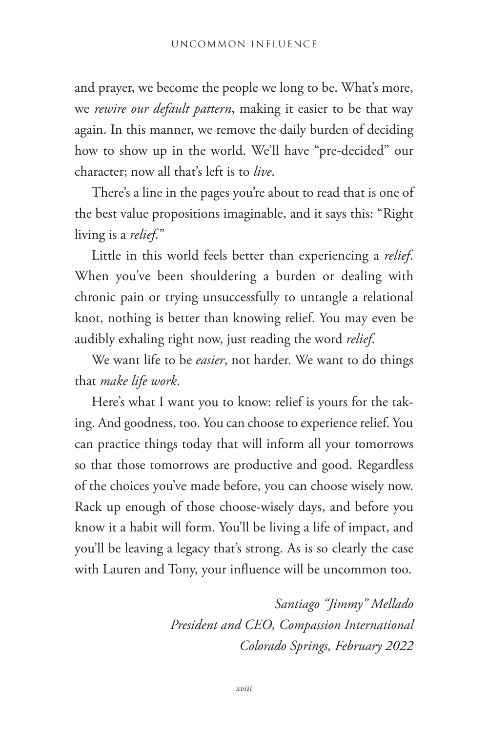and prayer, we become the people we long to be. What's more, we *rewire our default pattern*, making it easier to be that way again. In this manner, we remove the daily burden of deciding how to show up in the world. We'll have "pre-decided" our character; now all that's left is to *live*.

There's a line in the pages you're about to read that is one of the best value propositions imaginable, and it says this: "Right living is a *relief*."

Little in this world feels better than experiencing a *relief*. When you've been shouldering a burden or dealing with chronic pain or trying unsuccessfully to untangle a relational knot, nothing is better than knowing relief. You may even be audibly exhaling right now, just reading the word *relief*.

We want life to be *easier*, not harder. We want to do things that *make life work*.

Here's what I want you to know: relief is yours for the taking. And goodness, too. You can choose to experience relief. You can practice things today that will inform all your tomorrows so that those tomorrows are productive and good. Regardless of the choices you've made before, you can choose wisely now. Rack up enough of those choose-wisely days, and before you know it a habit will form. You'll be living a life of impact, and you'll be leaving a legacy that's strong. As is so clearly the case with Lauren and Tony, your influence will be uncommon too.

*Santiago "Jimmy" Mellado*
*President and CEO, Compassion International*
*Colorado Springs, February 2022*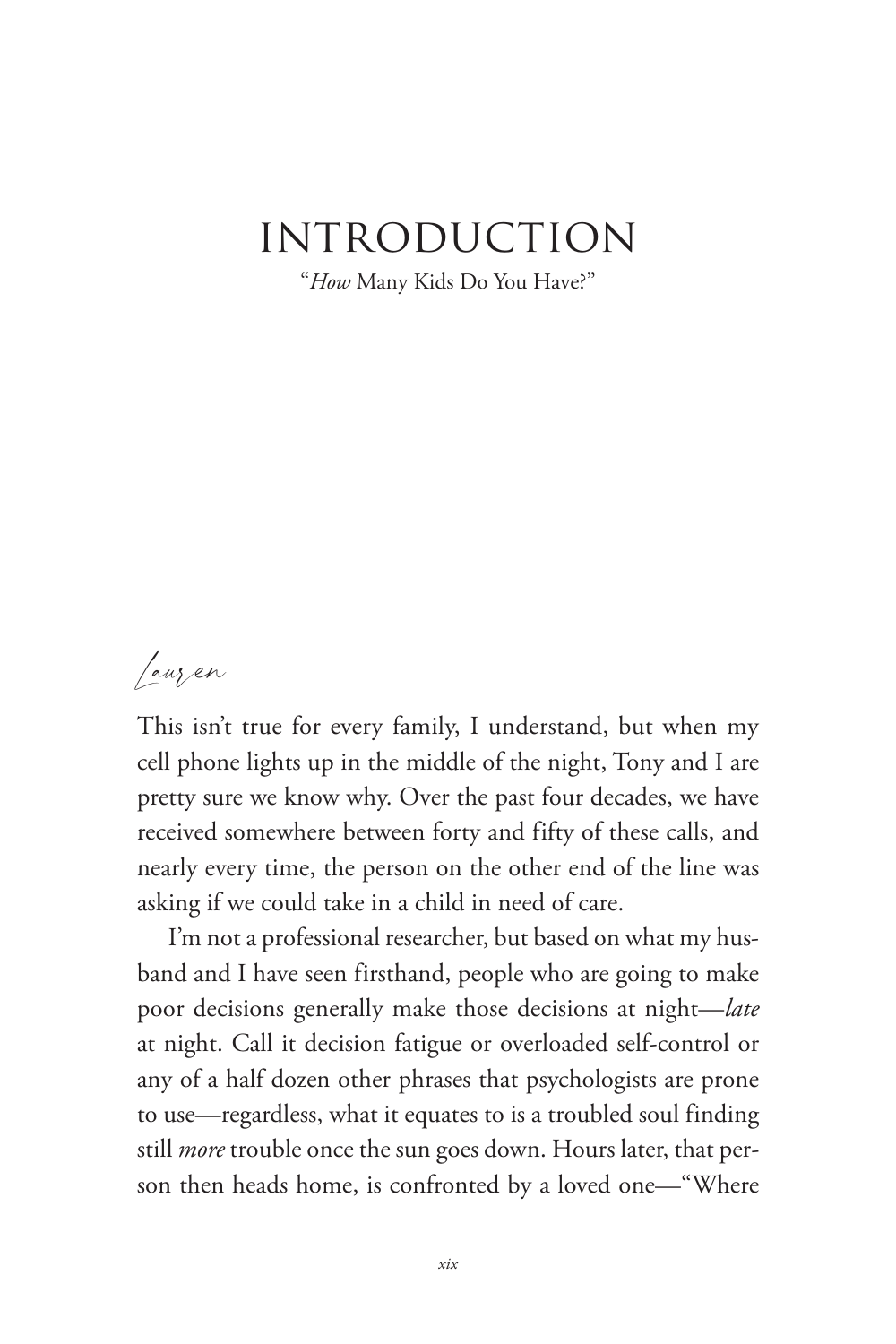# INTRODUCTION

"*How* Many Kids Do You Have?"

*Lauren*

This isn't true for every family, I understand, but when my cell phone lights up in the middle of the night, Tony and I are pretty sure we know why. Over the past four decades, we have received somewhere between forty and fifty of these calls, and nearly every time, the person on the other end of the line was asking if we could take in a child in need of care.

I'm not a professional researcher, but based on what my husband and I have seen firsthand, people who are going to make poor decisions generally make those decisions at night—*late* at night. Call it decision fatigue or overloaded self-control or any of a half dozen other phrases that psychologists are prone to use—regardless, what it equates to is a troubled soul finding still *more* trouble once the sun goes down. Hours later, that person then heads home, is confronted by a loved one—"Where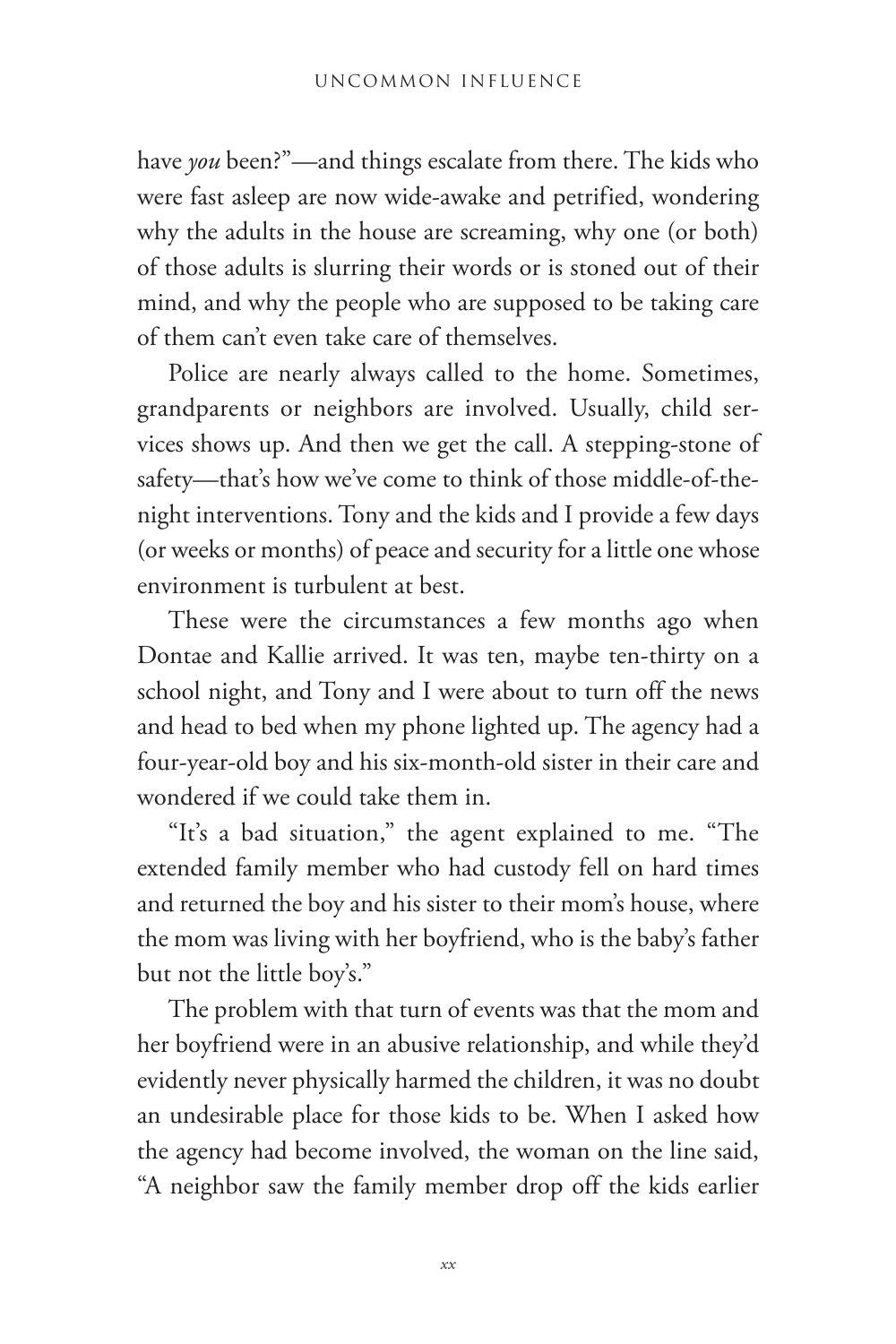have *you* been?"—and things escalate from there. The kids who were fast asleep are now wide-awake and petrified, wondering why the adults in the house are screaming, why one (or both) of those adults is slurring their words or is stoned out of their mind, and why the people who are supposed to be taking care of them can't even take care of themselves.

Police are nearly always called to the home. Sometimes, grandparents or neighbors are involved. Usually, child services shows up. And then we get the call. A stepping-stone of safety—that's how we've come to think of those middle-of-the-night interventions. Tony and the kids and I provide a few days (or weeks or months) of peace and security for a little one whose environment is turbulent at best.

These were the circumstances a few months ago when Dontae and Kallie arrived. It was ten, maybe ten-thirty on a school night, and Tony and I were about to turn off the news and head to bed when my phone lighted up. The agency had a four-year-old boy and his six-month-old sister in their care and wondered if we could take them in.

"It's a bad situation," the agent explained to me. "The extended family member who had custody fell on hard times and returned the boy and his sister to their mom's house, where the mom was living with her boyfriend, who is the baby's father but not the little boy's."

The problem with that turn of events was that the mom and her boyfriend were in an abusive relationship, and while they'd evidently never physically harmed the children, it was no doubt an undesirable place for those kids to be. When I asked how the agency had become involved, the woman on the line said, "A neighbor saw the family member drop off the kids earlier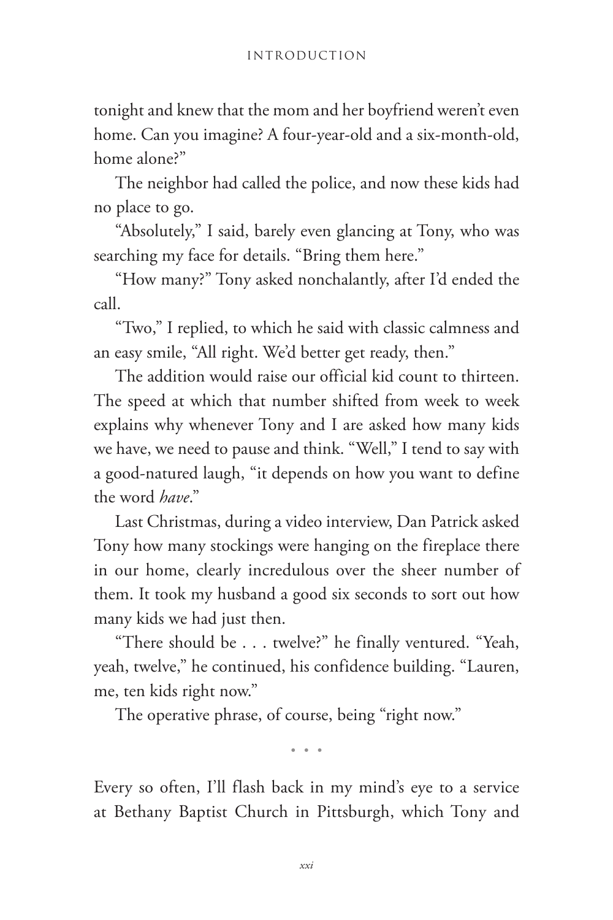tonight and knew that the mom and her boyfriend weren't even home. Can you imagine? A four-year-old and a six-month-old, home alone?"

The neighbor had called the police, and now these kids had no place to go.

"Absolutely," I said, barely even glancing at Tony, who was searching my face for details. "Bring them here."

"How many?" Tony asked nonchalantly, after I'd ended the call.

"Two," I replied, to which he said with classic calmness and an easy smile, "All right. We'd better get ready, then."

The addition would raise our official kid count to thirteen. The speed at which that number shifted from week to week explains why whenever Tony and I are asked how many kids we have, we need to pause and think. "Well," I tend to say with a good-natured laugh, "it depends on how you want to define the word *have*."

Last Christmas, during a video interview, Dan Patrick asked Tony how many stockings were hanging on the fireplace there in our home, clearly incredulous over the sheer number of them. It took my husband a good six seconds to sort out how many kids we had just then.

"There should be . . . twelve?" he finally ventured. "Yeah, yeah, twelve," he continued, his confidence building. "Lauren, me, ten kids right now."

The operative phrase, of course, being "right now."

• • •

Every so often, I'll flash back in my mind's eye to a service at Bethany Baptist Church in Pittsburgh, which Tony and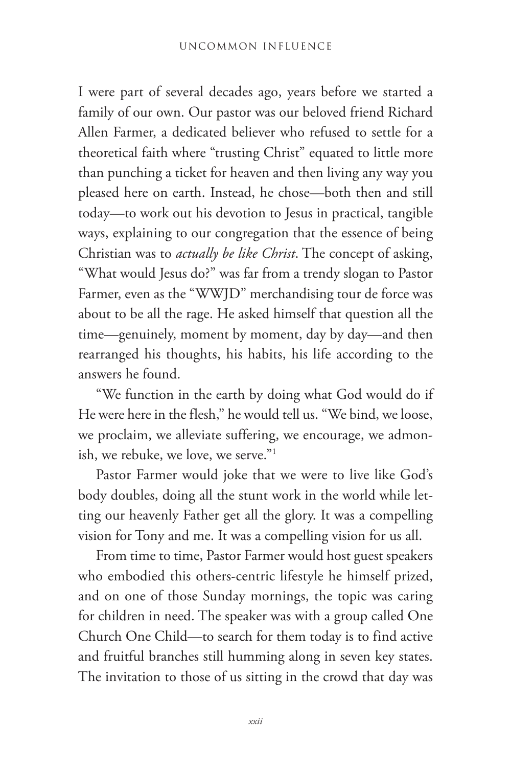I were part of several decades ago, years before we started a family of our own. Our pastor was our beloved friend Richard Allen Farmer, a dedicated believer who refused to settle for a theoretical faith where "trusting Christ" equated to little more than punching a ticket for heaven and then living any way you pleased here on earth. Instead, he chose—both then and still today—to work out his devotion to Jesus in practical, tangible ways, explaining to our congregation that the essence of being Christian was to *actually be like Christ*. The concept of asking, "What would Jesus do?" was far from a trendy slogan to Pastor Farmer, even as the "WWJD" merchandising tour de force was about to be all the rage. He asked himself that question all the time—genuinely, moment by moment, day by day—and then rearranged his thoughts, his habits, his life according to the answers he found.

"We function in the earth by doing what God would do if He were here in the flesh," he would tell us. "We bind, we loose, we proclaim, we alleviate suffering, we encourage, we admonish, we rebuke, we love, we serve."[1]

Pastor Farmer would joke that we were to live like God's body doubles, doing all the stunt work in the world while letting our heavenly Father get all the glory. It was a compelling vision for Tony and me. It was a compelling vision for us all.

From time to time, Pastor Farmer would host guest speakers who embodied this others-centric lifestyle he himself prized, and on one of those Sunday mornings, the topic was caring for children in need. The speaker was with a group called One Church One Child—to search for them today is to find active and fruitful branches still humming along in seven key states. The invitation to those of us sitting in the crowd that day was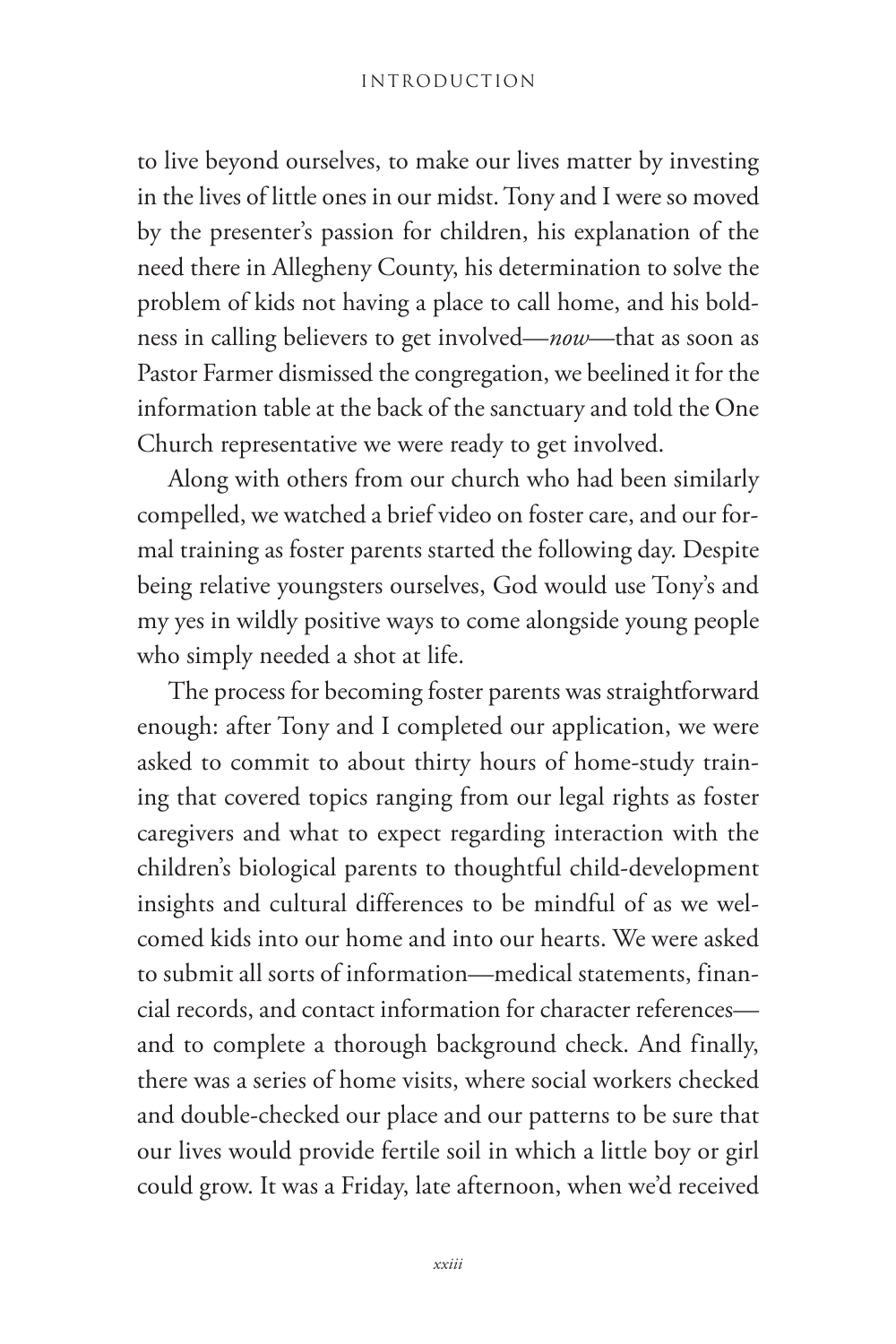to live beyond ourselves, to make our lives matter by investing in the lives of little ones in our midst. Tony and I were so moved by the presenter's passion for children, his explanation of the need there in Allegheny County, his determination to solve the problem of kids not having a place to call home, and his boldness in calling believers to get involved—*now*—that as soon as Pastor Farmer dismissed the congregation, we beelined it for the information table at the back of the sanctuary and told the One Church representative we were ready to get involved.

Along with others from our church who had been similarly compelled, we watched a brief video on foster care, and our formal training as foster parents started the following day. Despite being relative youngsters ourselves, God would use Tony's and my yes in wildly positive ways to come alongside young people who simply needed a shot at life.

The process for becoming foster parents was straightforward enough: after Tony and I completed our application, we were asked to commit to about thirty hours of home-study training that covered topics ranging from our legal rights as foster caregivers and what to expect regarding interaction with the children's biological parents to thoughtful child-development insights and cultural differences to be mindful of as we welcomed kids into our home and into our hearts. We were asked to submit all sorts of information—medical statements, financial records, and contact information for character references—and to complete a thorough background check. And finally, there was a series of home visits, where social workers checked and double-checked our place and our patterns to be sure that our lives would provide fertile soil in which a little boy or girl could grow. It was a Friday, late afternoon, when we'd received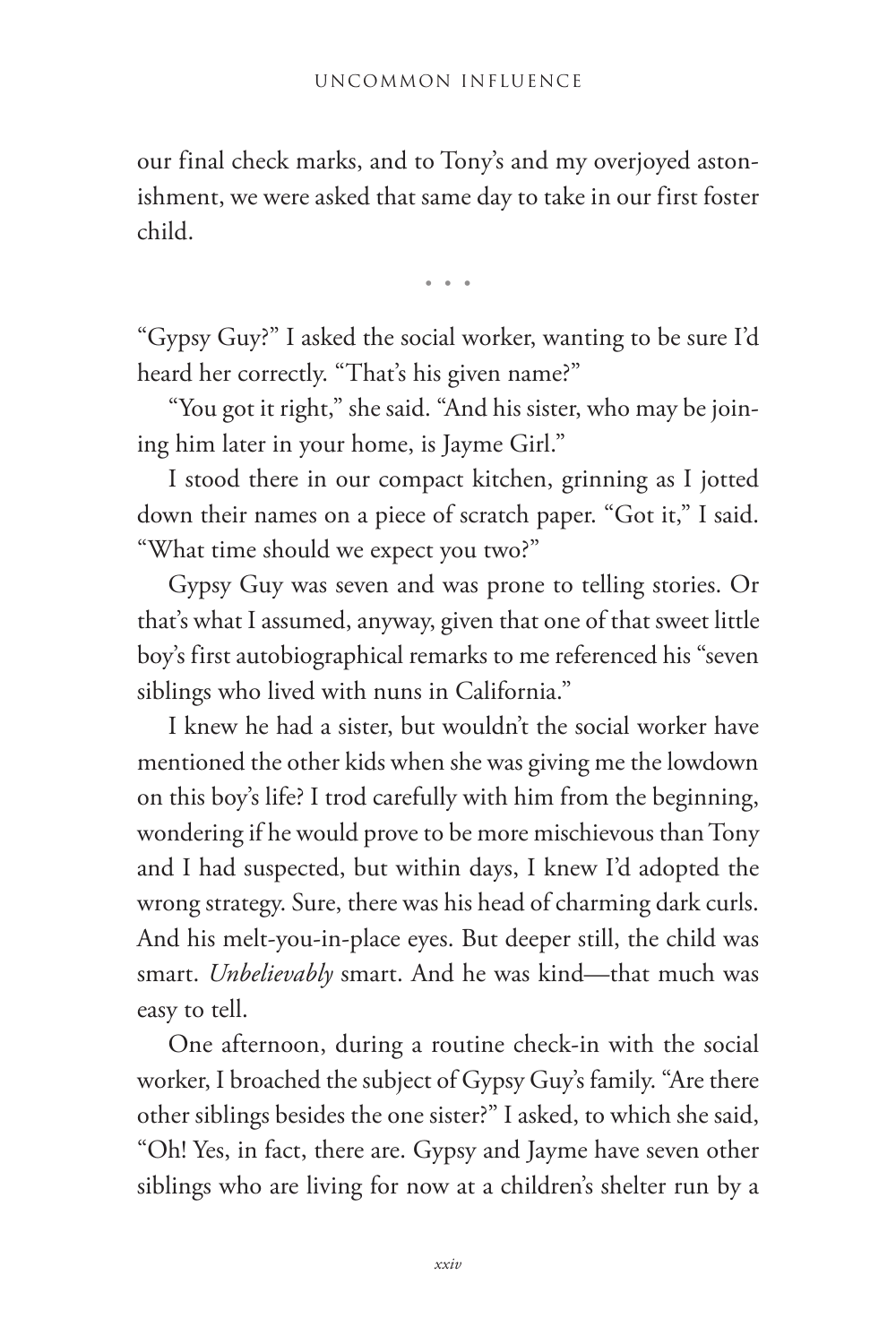our final check marks, and to Tony's and my overjoyed astonishment, we were asked that same day to take in our first foster child.

• • •

"Gypsy Guy?" I asked the social worker, wanting to be sure I'd heard her correctly. "That's his given name?"

"You got it right," she said. "And his sister, who may be joining him later in your home, is Jayme Girl."

I stood there in our compact kitchen, grinning as I jotted down their names on a piece of scratch paper. "Got it," I said. "What time should we expect you two?"

Gypsy Guy was seven and was prone to telling stories. Or that's what I assumed, anyway, given that one of that sweet little boy's first autobiographical remarks to me referenced his "seven siblings who lived with nuns in California."

I knew he had a sister, but wouldn't the social worker have mentioned the other kids when she was giving me the lowdown on this boy's life? I trod carefully with him from the beginning, wondering if he would prove to be more mischievous than Tony and I had suspected, but within days, I knew I'd adopted the wrong strategy. Sure, there was his head of charming dark curls. And his melt-you-in-place eyes. But deeper still, the child was smart. *Unbelievably* smart. And he was kind—that much was easy to tell.

One afternoon, during a routine check-in with the social worker, I broached the subject of Gypsy Guy's family. "Are there other siblings besides the one sister?" I asked, to which she said, "Oh! Yes, in fact, there are. Gypsy and Jayme have seven other siblings who are living for now at a children's shelter run by a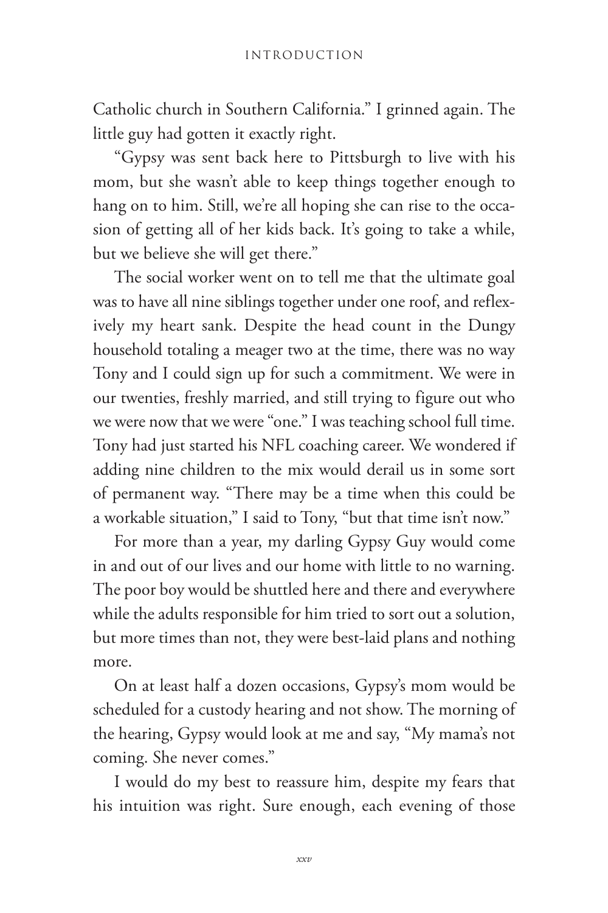Catholic church in Southern California." I grinned again. The little guy had gotten it exactly right.

"Gypsy was sent back here to Pittsburgh to live with his mom, but she wasn't able to keep things together enough to hang on to him. Still, we're all hoping she can rise to the occasion of getting all of her kids back. It's going to take a while, but we believe she will get there."

The social worker went on to tell me that the ultimate goal was to have all nine siblings together under one roof, and reflexively my heart sank. Despite the head count in the Dungy household totaling a meager two at the time, there was no way Tony and I could sign up for such a commitment. We were in our twenties, freshly married, and still trying to figure out who we were now that we were "one." I was teaching school full time. Tony had just started his NFL coaching career. We wondered if adding nine children to the mix would derail us in some sort of permanent way. "There may be a time when this could be a workable situation," I said to Tony, "but that time isn't now."

For more than a year, my darling Gypsy Guy would come in and out of our lives and our home with little to no warning. The poor boy would be shuttled here and there and everywhere while the adults responsible for him tried to sort out a solution, but more times than not, they were best-laid plans and nothing more.

On at least half a dozen occasions, Gypsy's mom would be scheduled for a custody hearing and not show. The morning of the hearing, Gypsy would look at me and say, "My mama's not coming. She never comes."

I would do my best to reassure him, despite my fears that his intuition was right. Sure enough, each evening of those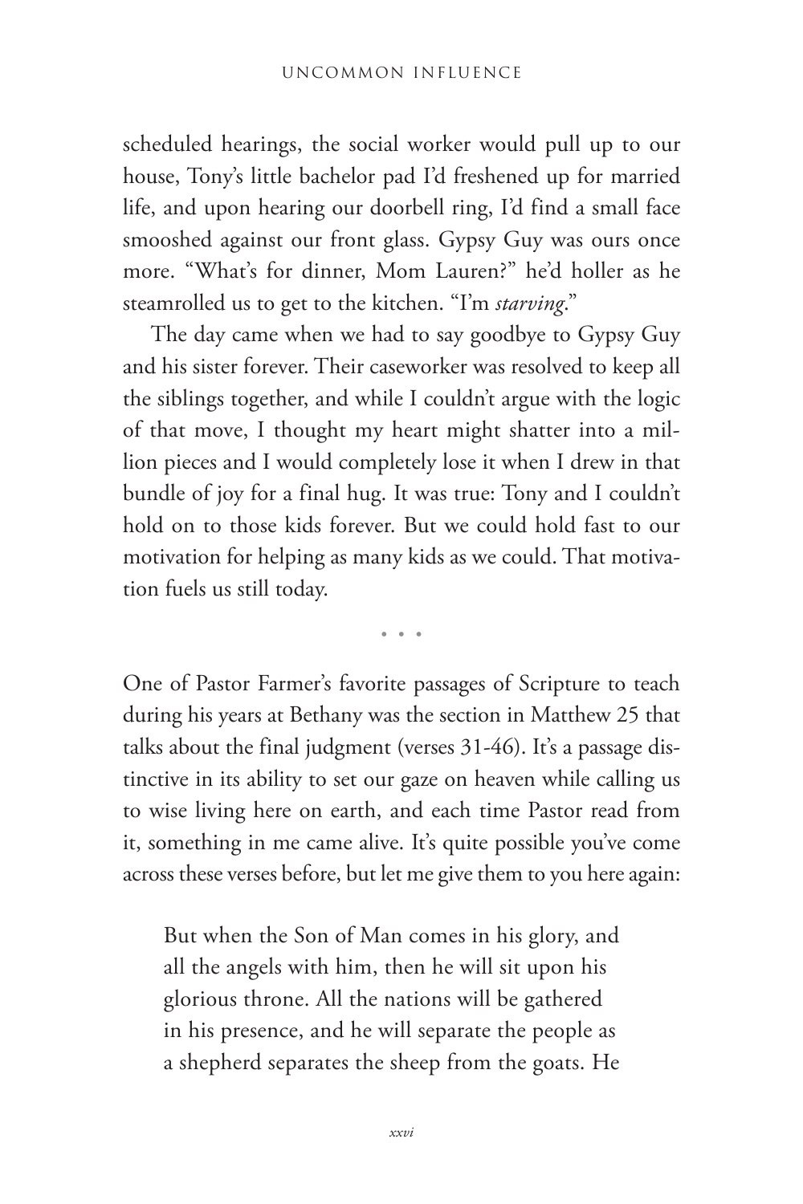scheduled hearings, the social worker would pull up to our house, Tony's little bachelor pad I'd freshened up for married life, and upon hearing our doorbell ring, I'd find a small face smooshed against our front glass. Gypsy Guy was ours once more. "What's for dinner, Mom Lauren?" he'd holler as he steamrolled us to get to the kitchen. "I'm *starving*."

The day came when we had to say goodbye to Gypsy Guy and his sister forever. Their caseworker was resolved to keep all the siblings together, and while I couldn't argue with the logic of that move, I thought my heart might shatter into a million pieces and I would completely lose it when I drew in that bundle of joy for a final hug. It was true: Tony and I couldn't hold on to those kids forever. But we could hold fast to our motivation for helping as many kids as we could. That motivation fuels us still today.

• • •

One of Pastor Farmer's favorite passages of Scripture to teach during his years at Bethany was the section in Matthew 25 that talks about the final judgment (verses 31-46). It's a passage distinctive in its ability to set our gaze on heaven while calling us to wise living here on earth, and each time Pastor read from it, something in me came alive. It's quite possible you've come across these verses before, but let me give them to you here again:

> But when the Son of Man comes in his glory, and all the angels with him, then he will sit upon his glorious throne. All the nations will be gathered in his presence, and he will separate the people as a shepherd separates the sheep from the goats. He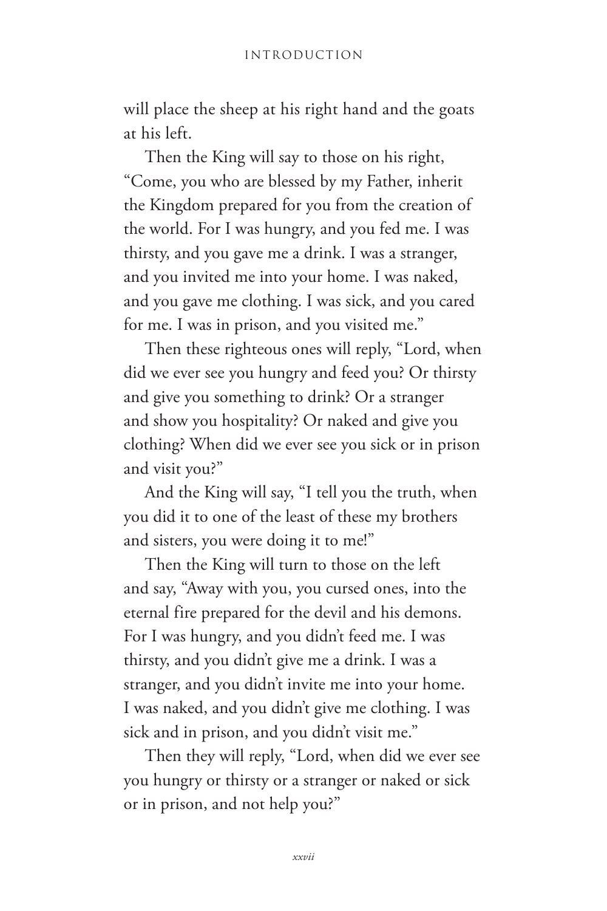will place the sheep at his right hand and the goats at his left.

Then the King will say to those on his right, "Come, you who are blessed by my Father, inherit the Kingdom prepared for you from the creation of the world. For I was hungry, and you fed me. I was thirsty, and you gave me a drink. I was a stranger, and you invited me into your home. I was naked, and you gave me clothing. I was sick, and you cared for me. I was in prison, and you visited me."

Then these righteous ones will reply, "Lord, when did we ever see you hungry and feed you? Or thirsty and give you something to drink? Or a stranger and show you hospitality? Or naked and give you clothing? When did we ever see you sick or in prison and visit you?"

And the King will say, "I tell you the truth, when you did it to one of the least of these my brothers and sisters, you were doing it to me!"

Then the King will turn to those on the left and say, "Away with you, you cursed ones, into the eternal fire prepared for the devil and his demons. For I was hungry, and you didn't feed me. I was thirsty, and you didn't give me a drink. I was a stranger, and you didn't invite me into your home. I was naked, and you didn't give me clothing. I was sick and in prison, and you didn't visit me."

Then they will reply, "Lord, when did we ever see you hungry or thirsty or a stranger or naked or sick or in prison, and not help you?"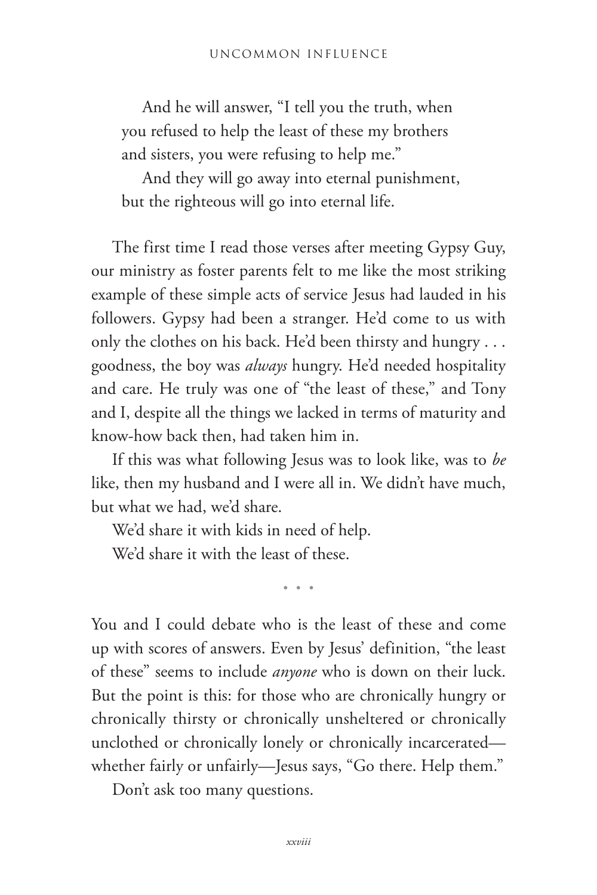> And he will answer, "I tell you the truth, when you refused to help the least of these my brothers and sisters, you were refusing to help me."
>
> And they will go away into eternal punishment, but the righteous will go into eternal life.

The first time I read those verses after meeting Gypsy Guy, our ministry as foster parents felt to me like the most striking example of these simple acts of service Jesus had lauded in his followers. Gypsy had been a stranger. He'd come to us with only the clothes on his back. He'd been thirsty and hungry . . . goodness, the boy was *always* hungry. He'd needed hospitality and care. He truly was one of "the least of these," and Tony and I, despite all the things we lacked in terms of maturity and know-how back then, had taken him in.

If this was what following Jesus was to look like, was to *be* like, then my husband and I were all in. We didn't have much, but what we had, we'd share.

We'd share it with kids in need of help.

We'd share it with the least of these.

• • •

You and I could debate who is the least of these and come up with scores of answers. Even by Jesus' definition, "the least of these" seems to include *anyone* who is down on their luck. But the point is this: for those who are chronically hungry or chronically thirsty or chronically unsheltered or chronically unclothed or chronically lonely or chronically incarcerated—whether fairly or unfairly—Jesus says, "Go there. Help them."

Don't ask too many questions.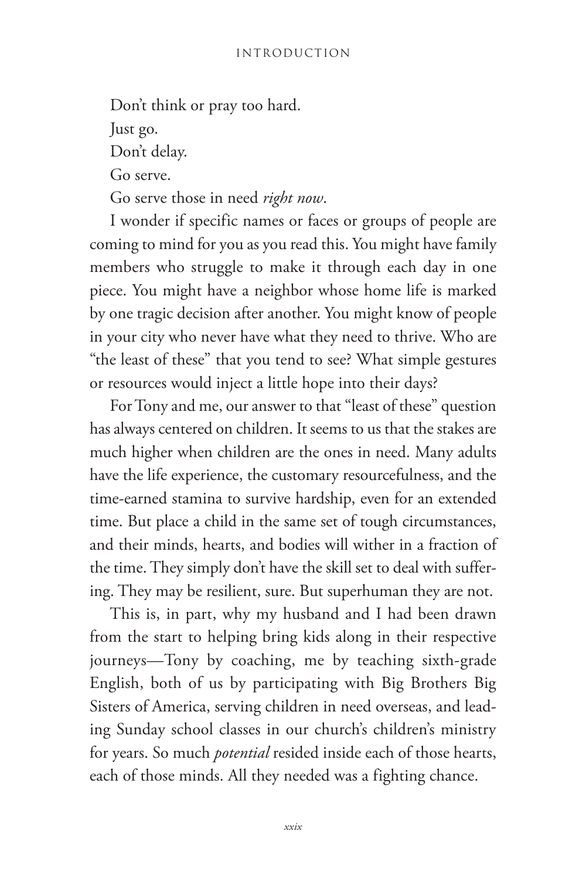Don't think or pray too hard.

Just go.

Don't delay.

Go serve.

Go serve those in need *right now*.

I wonder if specific names or faces or groups of people are coming to mind for you as you read this. You might have family members who struggle to make it through each day in one piece. You might have a neighbor whose home life is marked by one tragic decision after another. You might know of people in your city who never have what they need to thrive. Who are "the least of these" that you tend to see? What simple gestures or resources would inject a little hope into their days?

For Tony and me, our answer to that "least of these" question has always centered on children. It seems to us that the stakes are much higher when children are the ones in need. Many adults have the life experience, the customary resourcefulness, and the time-earned stamina to survive hardship, even for an extended time. But place a child in the same set of tough circumstances, and their minds, hearts, and bodies will wither in a fraction of the time. They simply don't have the skill set to deal with suffering. They may be resilient, sure. But superhuman they are not.

This is, in part, why my husband and I had been drawn from the start to helping bring kids along in their respective journeys—Tony by coaching, me by teaching sixth-grade English, both of us by participating with Big Brothers Big Sisters of America, serving children in need overseas, and leading Sunday school classes in our church's children's ministry for years. So much *potential* resided inside each of those hearts, each of those minds. All they needed was a fighting chance.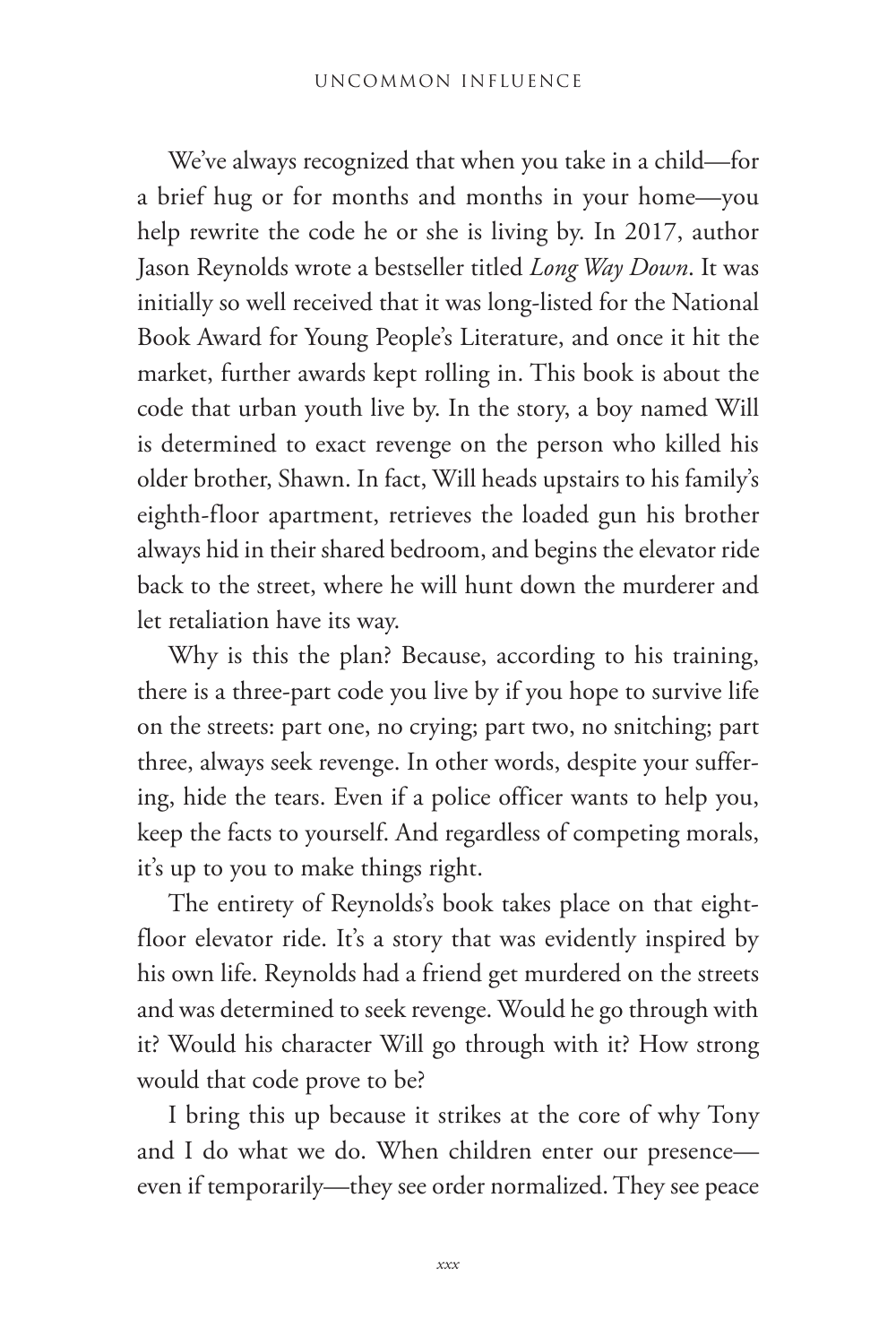We've always recognized that when you take in a child—for a brief hug or for months and months in your home—you help rewrite the code he or she is living by. In 2017, author Jason Reynolds wrote a bestseller titled *Long Way Down*. It was initially so well received that it was long-listed for the National Book Award for Young People's Literature, and once it hit the market, further awards kept rolling in. This book is about the code that urban youth live by. In the story, a boy named Will is determined to exact revenge on the person who killed his older brother, Shawn. In fact, Will heads upstairs to his family's eighth-floor apartment, retrieves the loaded gun his brother always hid in their shared bedroom, and begins the elevator ride back to the street, where he will hunt down the murderer and let retaliation have its way.

Why is this the plan? Because, according to his training, there is a three-part code you live by if you hope to survive life on the streets: part one, no crying; part two, no snitching; part three, always seek revenge. In other words, despite your suffering, hide the tears. Even if a police officer wants to help you, keep the facts to yourself. And regardless of competing morals, it's up to you to make things right.

The entirety of Reynolds's book takes place on that eight-floor elevator ride. It's a story that was evidently inspired by his own life. Reynolds had a friend get murdered on the streets and was determined to seek revenge. Would he go through with it? Would his character Will go through with it? How strong would that code prove to be?

I bring this up because it strikes at the core of why Tony and I do what we do. When children enter our presence—even if temporarily—they see order normalized. They see peace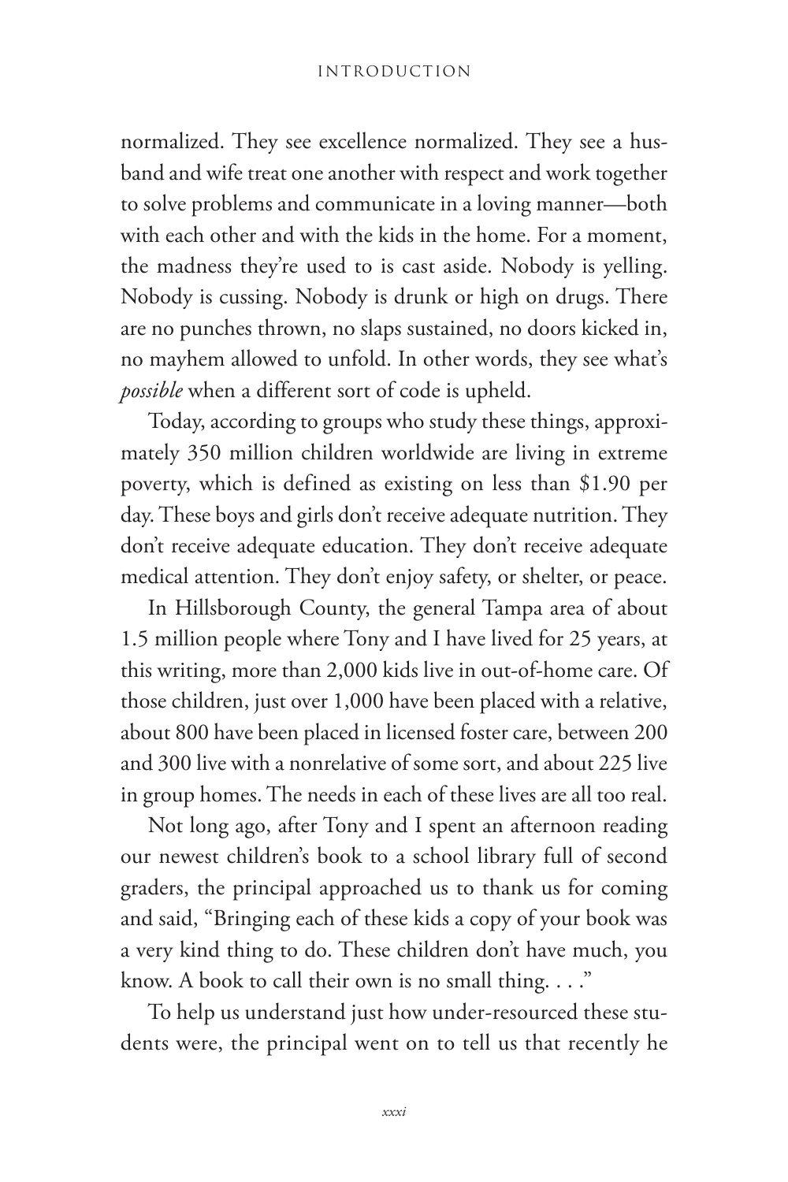normalized. They see excellence normalized. They see a husband and wife treat one another with respect and work together to solve problems and communicate in a loving manner—both with each other and with the kids in the home. For a moment, the madness they're used to is cast aside. Nobody is yelling. Nobody is cussing. Nobody is drunk or high on drugs. There are no punches thrown, no slaps sustained, no doors kicked in, no mayhem allowed to unfold. In other words, they see what's *possible* when a different sort of code is upheld.

Today, according to groups who study these things, approximately 350 million children worldwide are living in extreme poverty, which is defined as existing on less than $1.90 per day. These boys and girls don't receive adequate nutrition. They don't receive adequate education. They don't receive adequate medical attention. They don't enjoy safety, or shelter, or peace.

In Hillsborough County, the general Tampa area of about 1.5 million people where Tony and I have lived for 25 years, at this writing, more than 2,000 kids live in out-of-home care. Of those children, just over 1,000 have been placed with a relative, about 800 have been placed in licensed foster care, between 200 and 300 live with a nonrelative of some sort, and about 225 live in group homes. The needs in each of these lives are all too real.

Not long ago, after Tony and I spent an afternoon reading our newest children's book to a school library full of second graders, the principal approached us to thank us for coming and said, "Bringing each of these kids a copy of your book was a very kind thing to do. These children don't have much, you know. A book to call their own is no small thing. . . ."

To help us understand just how under-resourced these students were, the principal went on to tell us that recently he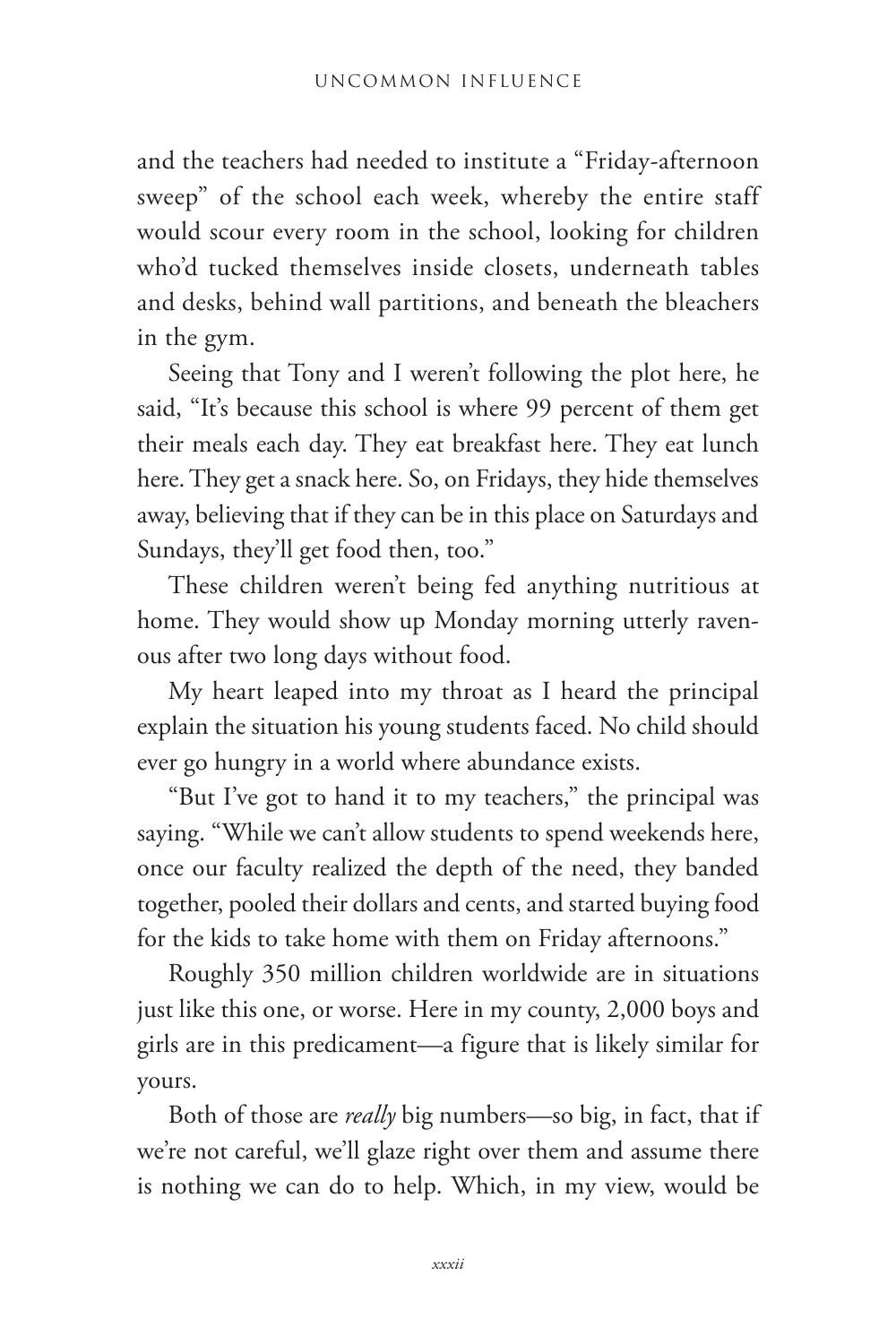and the teachers had needed to institute a "Friday-afternoon sweep" of the school each week, whereby the entire staff would scour every room in the school, looking for children who'd tucked themselves inside closets, underneath tables and desks, behind wall partitions, and beneath the bleachers in the gym.

Seeing that Tony and I weren't following the plot here, he said, "It's because this school is where 99 percent of them get their meals each day. They eat breakfast here. They eat lunch here. They get a snack here. So, on Fridays, they hide themselves away, believing that if they can be in this place on Saturdays and Sundays, they'll get food then, too."

These children weren't being fed anything nutritious at home. They would show up Monday morning utterly ravenous after two long days without food.

My heart leaped into my throat as I heard the principal explain the situation his young students faced. No child should ever go hungry in a world where abundance exists.

"But I've got to hand it to my teachers," the principal was saying. "While we can't allow students to spend weekends here, once our faculty realized the depth of the need, they banded together, pooled their dollars and cents, and started buying food for the kids to take home with them on Friday afternoons."

Roughly 350 million children worldwide are in situations just like this one, or worse. Here in my county, 2,000 boys and girls are in this predicament—a figure that is likely similar for yours.

Both of those are *really* big numbers—so big, in fact, that if we're not careful, we'll glaze right over them and assume there is nothing we can do to help. Which, in my view, would be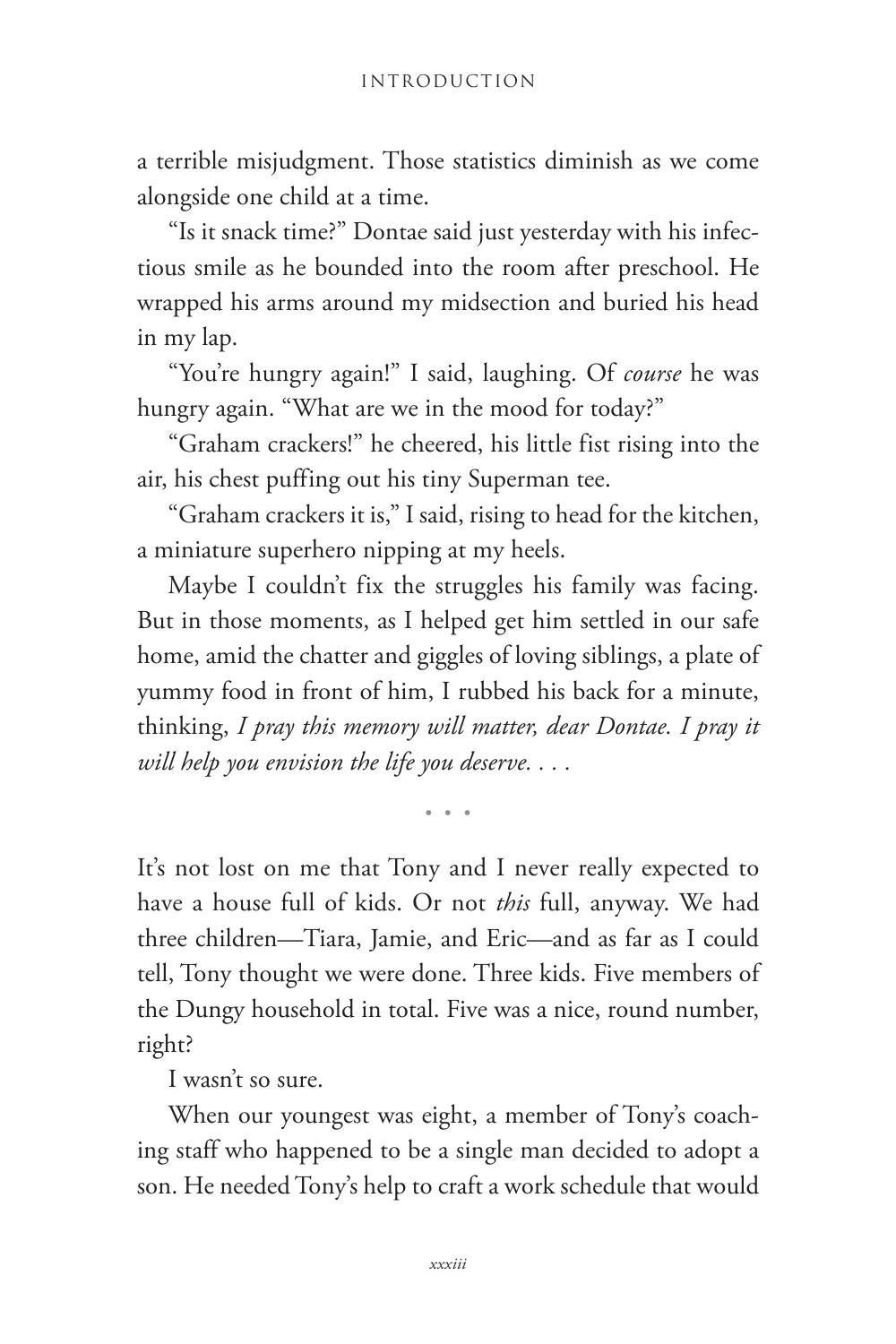a terrible misjudgment. Those statistics diminish as we come alongside one child at a time.

"Is it snack time?" Dontae said just yesterday with his infectious smile as he bounded into the room after preschool. He wrapped his arms around my midsection and buried his head in my lap.

"You're hungry again!" I said, laughing. Of *course* he was hungry again. "What are we in the mood for today?"

"Graham crackers!" he cheered, his little fist rising into the air, his chest puffing out his tiny Superman tee.

"Graham crackers it is," I said, rising to head for the kitchen, a miniature superhero nipping at my heels.

Maybe I couldn't fix the struggles his family was facing. But in those moments, as I helped get him settled in our safe home, amid the chatter and giggles of loving siblings, a plate of yummy food in front of him, I rubbed his back for a minute, thinking, *I pray this memory will matter, dear Dontae. I pray it will help you envision the life you deserve. . . .*

• • •

It's not lost on me that Tony and I never really expected to have a house full of kids. Or not *this* full, anyway. We had three children—Tiara, Jamie, and Eric—and as far as I could tell, Tony thought we were done. Three kids. Five members of the Dungy household in total. Five was a nice, round number, right?

I wasn't so sure.

When our youngest was eight, a member of Tony's coaching staff who happened to be a single man decided to adopt a son. He needed Tony's help to craft a work schedule that would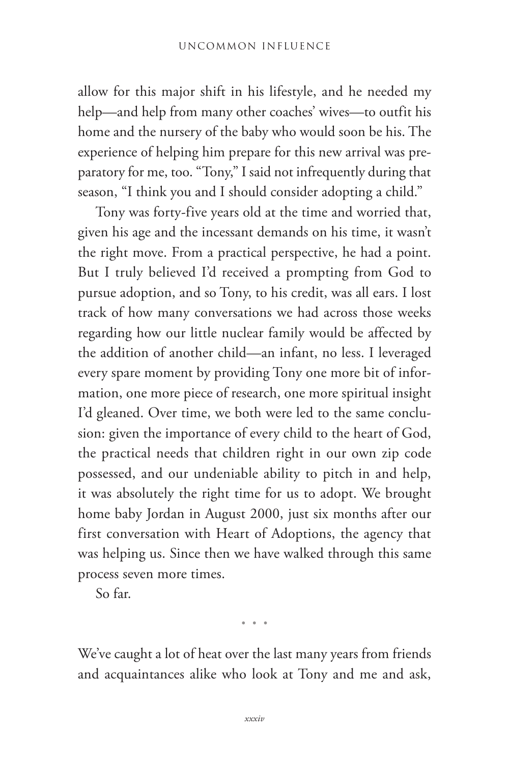allow for this major shift in his lifestyle, and he needed my help—and help from many other coaches' wives—to outfit his home and the nursery of the baby who would soon be his. The experience of helping him prepare for this new arrival was preparatory for me, too. "Tony," I said not infrequently during that season, "I think you and I should consider adopting a child."

Tony was forty-five years old at the time and worried that, given his age and the incessant demands on his time, it wasn't the right move. From a practical perspective, he had a point. But I truly believed I'd received a prompting from God to pursue adoption, and so Tony, to his credit, was all ears. I lost track of how many conversations we had across those weeks regarding how our little nuclear family would be affected by the addition of another child—an infant, no less. I leveraged every spare moment by providing Tony one more bit of information, one more piece of research, one more spiritual insight I'd gleaned. Over time, we both were led to the same conclusion: given the importance of every child to the heart of God, the practical needs that children right in our own zip code possessed, and our undeniable ability to pitch in and help, it was absolutely the right time for us to adopt. We brought home baby Jordan in August 2000, just six months after our first conversation with Heart of Adoptions, the agency that was helping us. Since then we have walked through this same process seven more times.

So far.

• • •

We've caught a lot of heat over the last many years from friends and acquaintances alike who look at Tony and me and ask,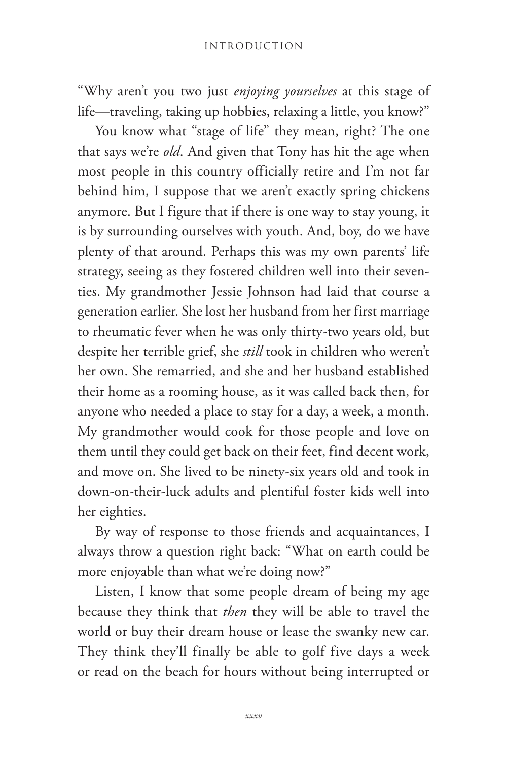"Why aren't you two just *enjoying yourselves* at this stage of life—traveling, taking up hobbies, relaxing a little, you know?"

You know what "stage of life" they mean, right? The one that says we're *old*. And given that Tony has hit the age when most people in this country officially retire and I'm not far behind him, I suppose that we aren't exactly spring chickens anymore. But I figure that if there is one way to stay young, it is by surrounding ourselves with youth. And, boy, do we have plenty of that around. Perhaps this was my own parents' life strategy, seeing as they fostered children well into their seventies. My grandmother Jessie Johnson had laid that course a generation earlier. She lost her husband from her first marriage to rheumatic fever when he was only thirty-two years old, but despite her terrible grief, she *still* took in children who weren't her own. She remarried, and she and her husband established their home as a rooming house, as it was called back then, for anyone who needed a place to stay for a day, a week, a month. My grandmother would cook for those people and love on them until they could get back on their feet, find decent work, and move on. She lived to be ninety-six years old and took in down-on-their-luck adults and plentiful foster kids well into her eighties.

By way of response to those friends and acquaintances, I always throw a question right back: "What on earth could be more enjoyable than what we're doing now?"

Listen, I know that some people dream of being my age because they think that *then* they will be able to travel the world or buy their dream house or lease the swanky new car. They think they'll finally be able to golf five days a week or read on the beach for hours without being interrupted or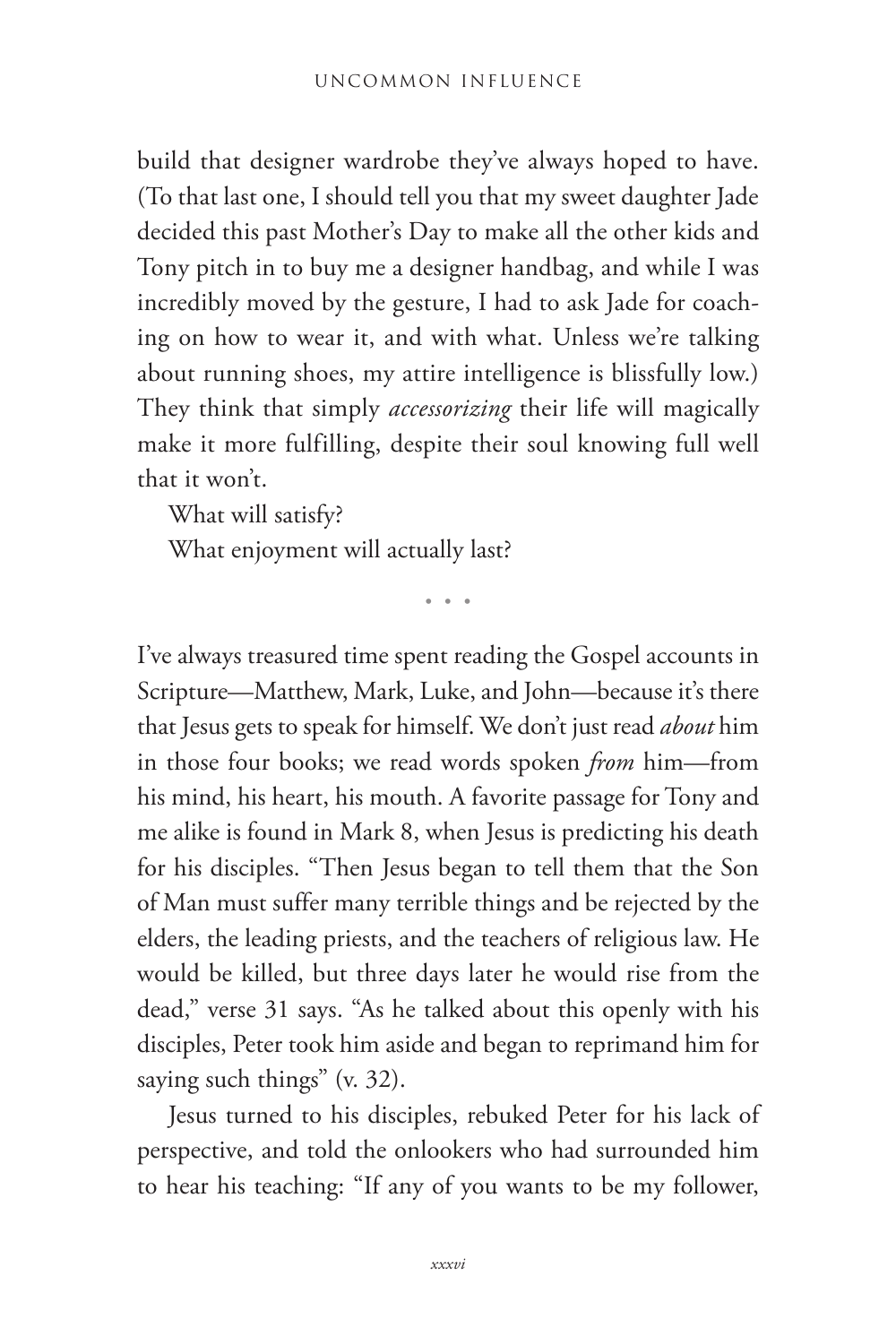build that designer wardrobe they've always hoped to have. (To that last one, I should tell you that my sweet daughter Jade decided this past Mother's Day to make all the other kids and Tony pitch in to buy me a designer handbag, and while I was incredibly moved by the gesture, I had to ask Jade for coaching on how to wear it, and with what. Unless we're talking about running shoes, my attire intelligence is blissfully low.) They think that simply *accessorizing* their life will magically make it more fulfilling, despite their soul knowing full well that it won't.

What will satisfy?

What enjoyment will actually last?

• • •

I've always treasured time spent reading the Gospel accounts in Scripture—Matthew, Mark, Luke, and John—because it's there that Jesus gets to speak for himself. We don't just read *about* him in those four books; we read words spoken *from* him—from his mind, his heart, his mouth. A favorite passage for Tony and me alike is found in Mark 8, when Jesus is predicting his death for his disciples. "Then Jesus began to tell them that the Son of Man must suffer many terrible things and be rejected by the elders, the leading priests, and the teachers of religious law. He would be killed, but three days later he would rise from the dead," verse 31 says. "As he talked about this openly with his disciples, Peter took him aside and began to reprimand him for saying such things" (v. 32).

Jesus turned to his disciples, rebuked Peter for his lack of perspective, and told the onlookers who had surrounded him to hear his teaching: "If any of you wants to be my follower,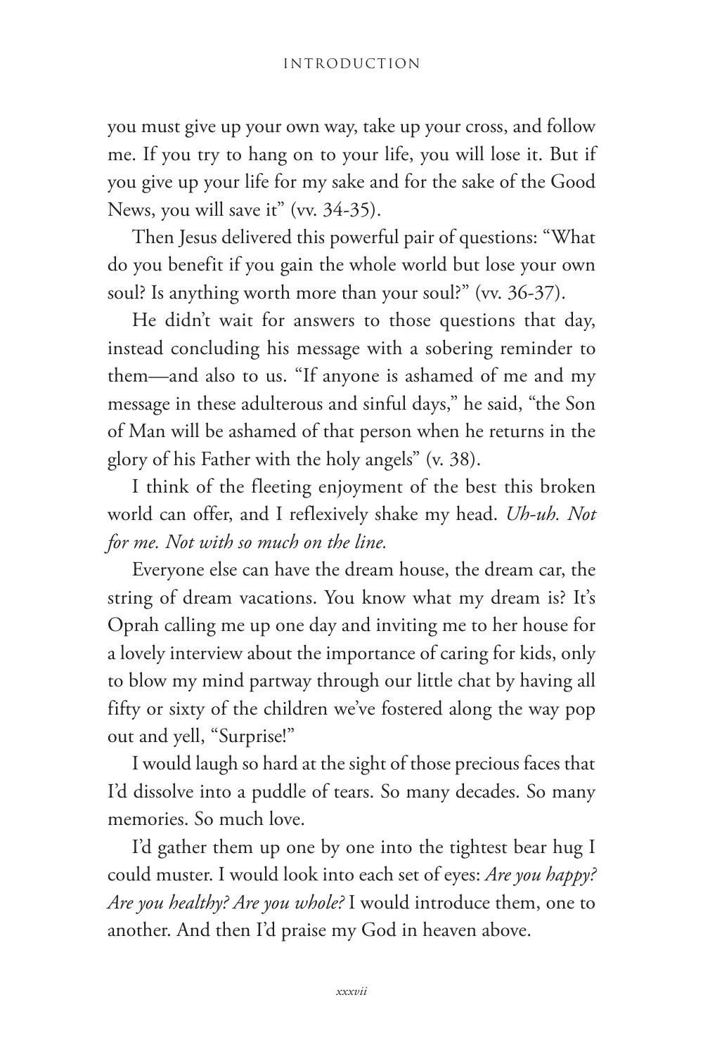you must give up your own way, take up your cross, and follow me. If you try to hang on to your life, you will lose it. But if you give up your life for my sake and for the sake of the Good News, you will save it" (vv. 34-35).

Then Jesus delivered this powerful pair of questions: "What do you benefit if you gain the whole world but lose your own soul? Is anything worth more than your soul?" (vv. 36-37).

He didn't wait for answers to those questions that day, instead concluding his message with a sobering reminder to them—and also to us. "If anyone is ashamed of me and my message in these adulterous and sinful days," he said, "the Son of Man will be ashamed of that person when he returns in the glory of his Father with the holy angels" (v. 38).

I think of the fleeting enjoyment of the best this broken world can offer, and I reflexively shake my head. *Uh-uh. Not for me. Not with so much on the line.*

Everyone else can have the dream house, the dream car, the string of dream vacations. You know what my dream is? It's Oprah calling me up one day and inviting me to her house for a lovely interview about the importance of caring for kids, only to blow my mind partway through our little chat by having all fifty or sixty of the children we've fostered along the way pop out and yell, "Surprise!"

I would laugh so hard at the sight of those precious faces that I'd dissolve into a puddle of tears. So many decades. So many memories. So much love.

I'd gather them up one by one into the tightest bear hug I could muster. I would look into each set of eyes: *Are you happy? Are you healthy? Are you whole?* I would introduce them, one to another. And then I'd praise my God in heaven above.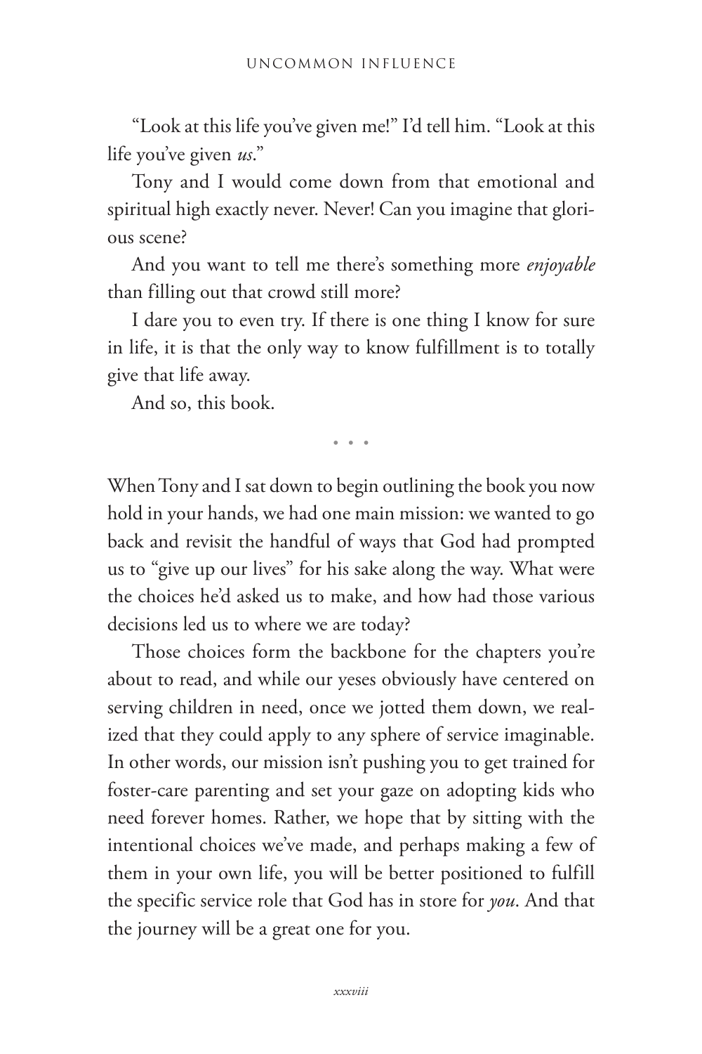"Look at this life you've given me!" I'd tell him. "Look at this life you've given *us*."

Tony and I would come down from that emotional and spiritual high exactly never. Never! Can you imagine that glorious scene?

And you want to tell me there's something more *enjoyable* than filling out that crowd still more?

I dare you to even try. If there is one thing I know for sure in life, it is that the only way to know fulfillment is to totally give that life away.

And so, this book.

• • •

When Tony and I sat down to begin outlining the book you now hold in your hands, we had one main mission: we wanted to go back and revisit the handful of ways that God had prompted us to "give up our lives" for his sake along the way. What were the choices he'd asked us to make, and how had those various decisions led us to where we are today?

Those choices form the backbone for the chapters you're about to read, and while our yeses obviously have centered on serving children in need, once we jotted them down, we realized that they could apply to any sphere of service imaginable. In other words, our mission isn't pushing you to get trained for foster-care parenting and set your gaze on adopting kids who need forever homes. Rather, we hope that by sitting with the intentional choices we've made, and perhaps making a few of them in your own life, you will be better positioned to fulfill the specific service role that God has in store for *you*. And that the journey will be a great one for you.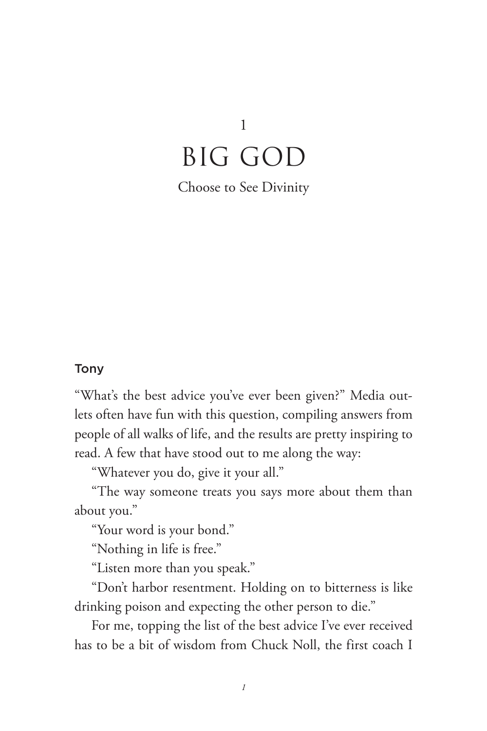# 1

# BIG GOD

Choose to See Divinity

### Tony

"What's the best advice you've ever been given?" Media outlets often have fun with this question, compiling answers from people of all walks of life, and the results are pretty inspiring to read. A few that have stood out to me along the way:

"Whatever you do, give it your all."

"The way someone treats you says more about them than about you."

"Your word is your bond."

"Nothing in life is free."

"Listen more than you speak."

"Don't harbor resentment. Holding on to bitterness is like drinking poison and expecting the other person to die."

For me, topping the list of the best advice I've ever received has to be a bit of wisdom from Chuck Noll, the first coach I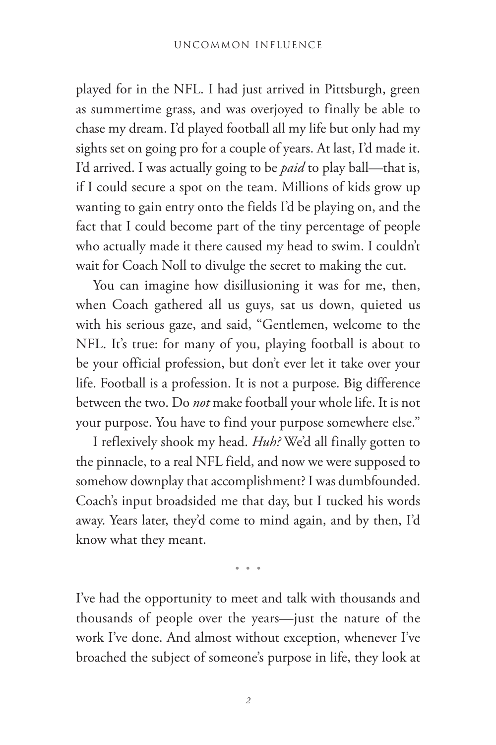played for in the NFL. I had just arrived in Pittsburgh, green as summertime grass, and was overjoyed to finally be able to chase my dream. I'd played football all my life but only had my sights set on going pro for a couple of years. At last, I'd made it. I'd arrived. I was actually going to be *paid* to play ball—that is, if I could secure a spot on the team. Millions of kids grow up wanting to gain entry onto the fields I'd be playing on, and the fact that I could become part of the tiny percentage of people who actually made it there caused my head to swim. I couldn't wait for Coach Noll to divulge the secret to making the cut.

You can imagine how disillusioning it was for me, then, when Coach gathered all us guys, sat us down, quieted us with his serious gaze, and said, "Gentlemen, welcome to the NFL. It's true: for many of you, playing football is about to be your official profession, but don't ever let it take over your life. Football is a profession. It is not a purpose. Big difference between the two. Do *not* make football your whole life. It is not your purpose. You have to find your purpose somewhere else."

I reflexively shook my head. *Huh?* We'd all finally gotten to the pinnacle, to a real NFL field, and now we were supposed to somehow downplay that accomplishment? I was dumbfounded. Coach's input broadsided me that day, but I tucked his words away. Years later, they'd come to mind again, and by then, I'd know what they meant.

• • •

I've had the opportunity to meet and talk with thousands and thousands of people over the years—just the nature of the work I've done. And almost without exception, whenever I've broached the subject of someone's purpose in life, they look at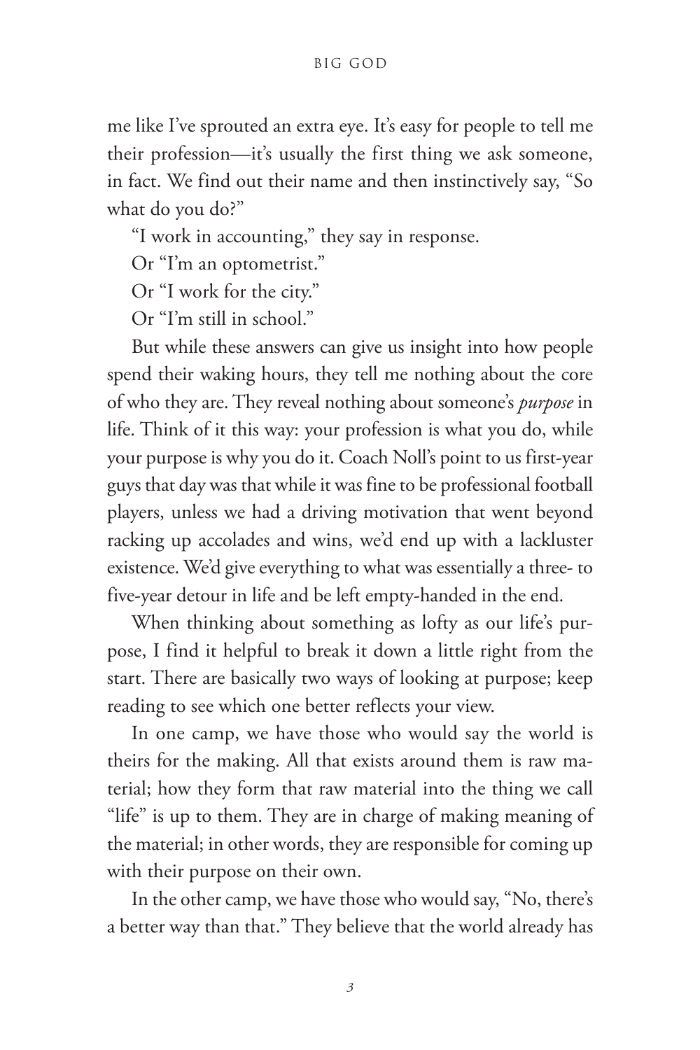me like I've sprouted an extra eye. It's easy for people to tell me their profession—it's usually the first thing we ask someone, in fact. We find out their name and then instinctively say, "So what do you do?"

"I work in accounting," they say in response.

Or "I'm an optometrist."

Or "I work for the city."

Or "I'm still in school."

But while these answers can give us insight into how people spend their waking hours, they tell me nothing about the core of who they are. They reveal nothing about someone's *purpose* in life. Think of it this way: your profession is what you do, while your purpose is why you do it. Coach Noll's point to us first-year guys that day was that while it was fine to be professional football players, unless we had a driving motivation that went beyond racking up accolades and wins, we'd end up with a lackluster existence. We'd give everything to what was essentially a three- to five-year detour in life and be left empty-handed in the end.

When thinking about something as lofty as our life's purpose, I find it helpful to break it down a little right from the start. There are basically two ways of looking at purpose; keep reading to see which one better reflects your view.

In one camp, we have those who would say the world is theirs for the making. All that exists around them is raw material; how they form that raw material into the thing we call "life" is up to them. They are in charge of making meaning of the material; in other words, they are responsible for coming up with their purpose on their own.

In the other camp, we have those who would say, "No, there's a better way than that." They believe that the world already has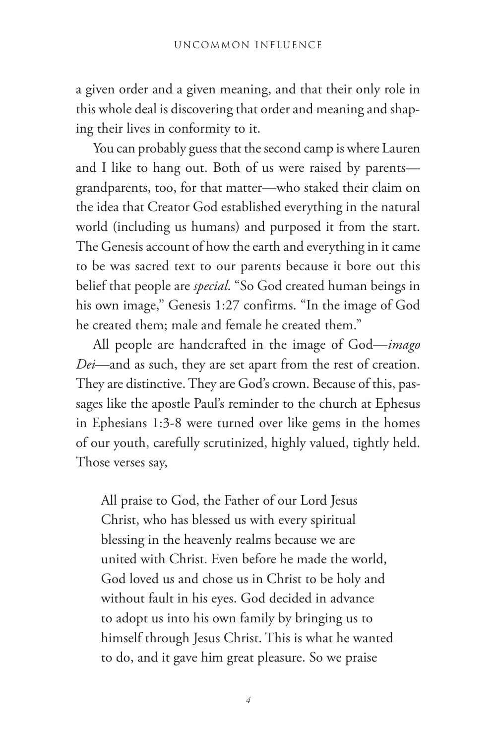a given order and a given meaning, and that their only role in this whole deal is discovering that order and meaning and shaping their lives in conformity to it.

You can probably guess that the second camp is where Lauren and I like to hang out. Both of us were raised by parents—grandparents, too, for that matter—who staked their claim on the idea that Creator God established everything in the natural world (including us humans) and purposed it from the start. The Genesis account of how the earth and everything in it came to be was sacred text to our parents because it bore out this belief that people are *special.* "So God created human beings in his own image," Genesis 1:27 confirms. "In the image of God he created them; male and female he created them."

All people are handcrafted in the image of God—*imago Dei*—and as such, they are set apart from the rest of creation. They are distinctive. They are God's crown. Because of this, passages like the apostle Paul's reminder to the church at Ephesus in Ephesians 1:3-8 were turned over like gems in the homes of our youth, carefully scrutinized, highly valued, tightly held. Those verses say,

> All praise to God, the Father of our Lord Jesus Christ, who has blessed us with every spiritual blessing in the heavenly realms because we are united with Christ. Even before he made the world, God loved us and chose us in Christ to be holy and without fault in his eyes. God decided in advance to adopt us into his own family by bringing us to himself through Jesus Christ. This is what he wanted to do, and it gave him great pleasure. So we praise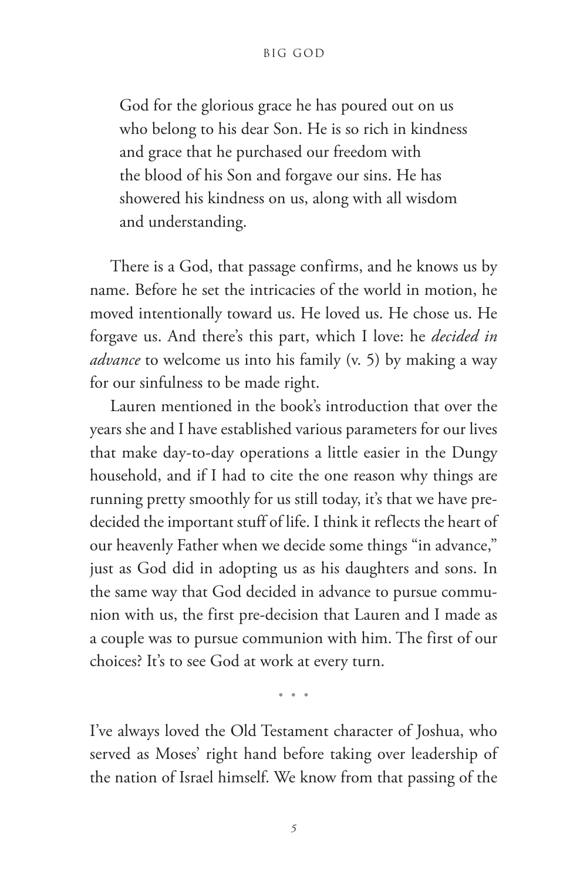> God for the glorious grace he has poured out on us who belong to his dear Son. He is so rich in kindness and grace that he purchased our freedom with the blood of his Son and forgave our sins. He has showered his kindness on us, along with all wisdom and understanding.

There is a God, that passage confirms, and he knows us by name. Before he set the intricacies of the world in motion, he moved intentionally toward us. He loved us. He chose us. He forgave us. And there's this part, which I love: he *decided in advance* to welcome us into his family (v. 5) by making a way for our sinfulness to be made right.

Lauren mentioned in the book's introduction that over the years she and I have established various parameters for our lives that make day-to-day operations a little easier in the Dungy household, and if I had to cite the one reason why things are running pretty smoothly for us still today, it's that we have pre-decided the important stuff of life. I think it reflects the heart of our heavenly Father when we decide some things "in advance," just as God did in adopting us as his daughters and sons. In the same way that God decided in advance to pursue communion with us, the first pre-decision that Lauren and I made as a couple was to pursue communion with him. The first of our choices? It's to see God at work at every turn.

• • •

I've always loved the Old Testament character of Joshua, who served as Moses' right hand before taking over leadership of the nation of Israel himself. We know from that passing of the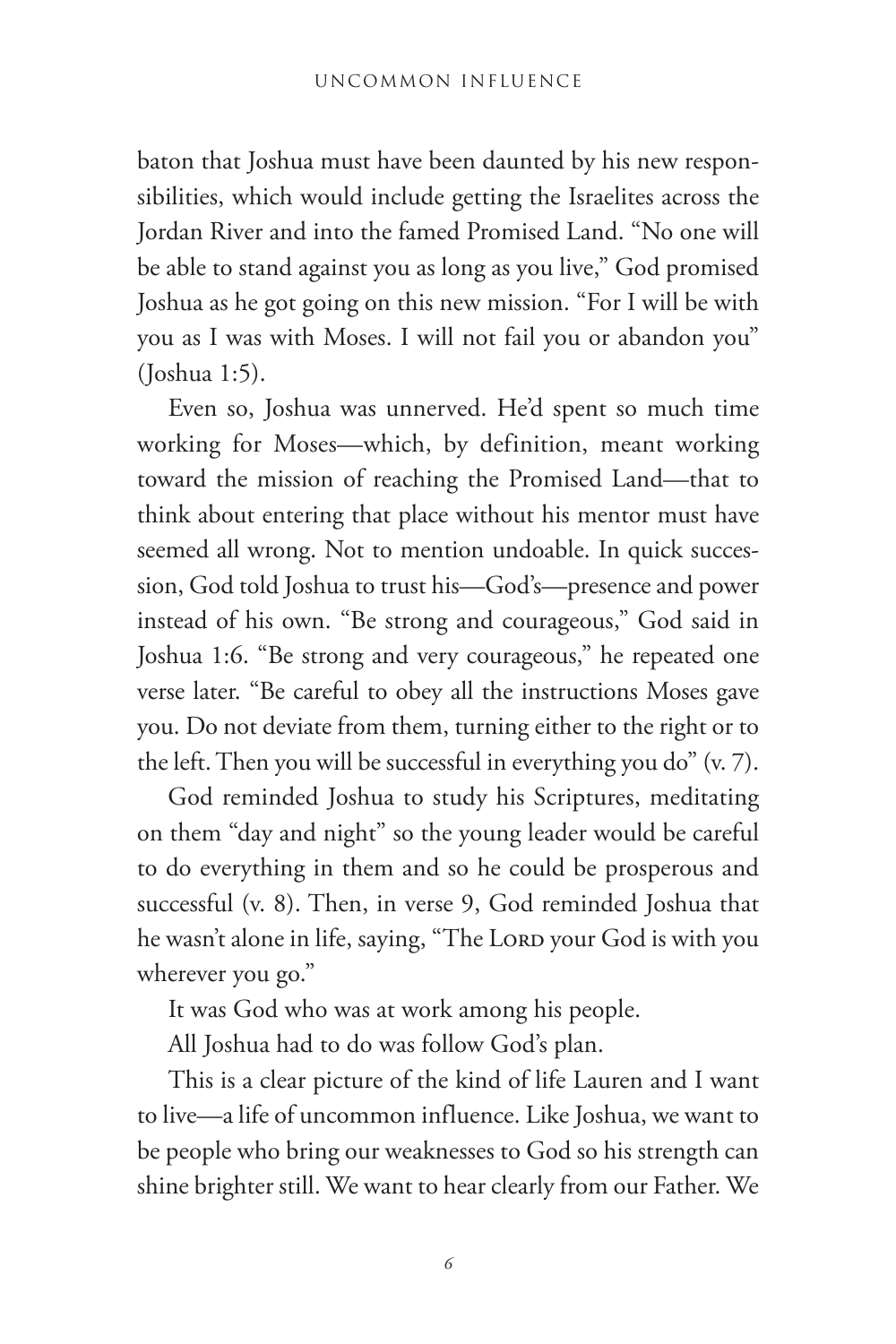baton that Joshua must have been daunted by his new responsibilities, which would include getting the Israelites across the Jordan River and into the famed Promised Land. "No one will be able to stand against you as long as you live," God promised Joshua as he got going on this new mission. "For I will be with you as I was with Moses. I will not fail you or abandon you" (Joshua 1:5).

Even so, Joshua was unnerved. He'd spent so much time working for Moses—which, by definition, meant working toward the mission of reaching the Promised Land—that to think about entering that place without his mentor must have seemed all wrong. Not to mention undoable. In quick succession, God told Joshua to trust his—God's—presence and power instead of his own. "Be strong and courageous," God said in Joshua 1:6. "Be strong and very courageous," he repeated one verse later. "Be careful to obey all the instructions Moses gave you. Do not deviate from them, turning either to the right or to the left. Then you will be successful in everything you do" (v. 7).

God reminded Joshua to study his Scriptures, meditating on them "day and night" so the young leader would be careful to do everything in them and so he could be prosperous and successful (v. 8). Then, in verse 9, God reminded Joshua that he wasn't alone in life, saying, "The Lord your God is with you wherever you go."

It was God who was at work among his people.

All Joshua had to do was follow God's plan.

This is a clear picture of the kind of life Lauren and I want to live—a life of uncommon influence. Like Joshua, we want to be people who bring our weaknesses to God so his strength can shine brighter still. We want to hear clearly from our Father. We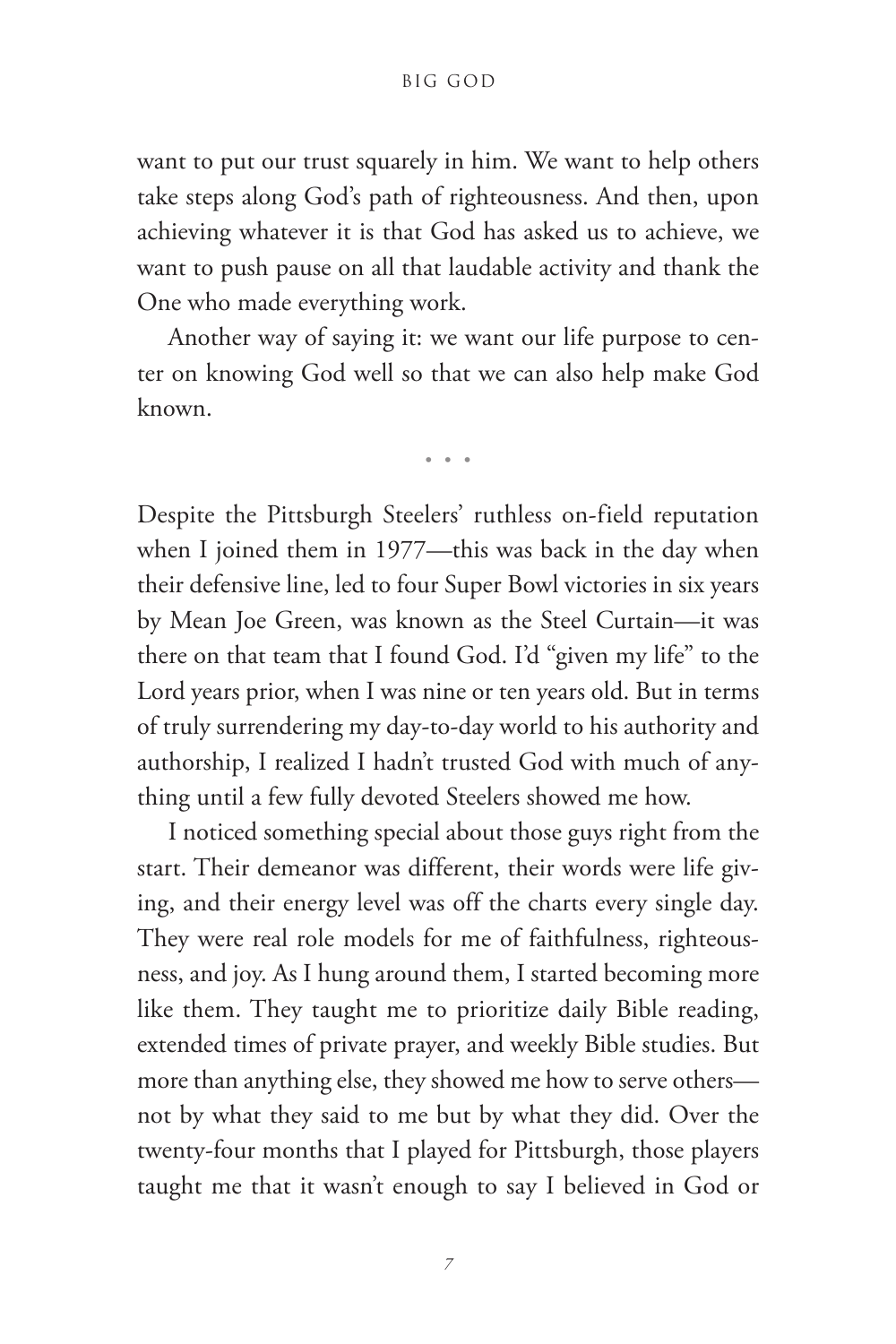want to put our trust squarely in him. We want to help others take steps along God's path of righteousness. And then, upon achieving whatever it is that God has asked us to achieve, we want to push pause on all that laudable activity and thank the One who made everything work.

Another way of saying it: we want our life purpose to center on knowing God well so that we can also help make God known.

• • •

Despite the Pittsburgh Steelers' ruthless on-field reputation when I joined them in 1977—this was back in the day when their defensive line, led to four Super Bowl victories in six years by Mean Joe Green, was known as the Steel Curtain—it was there on that team that I found God. I'd "given my life" to the Lord years prior, when I was nine or ten years old. But in terms of truly surrendering my day-to-day world to his authority and authorship, I realized I hadn't trusted God with much of anything until a few fully devoted Steelers showed me how.

I noticed something special about those guys right from the start. Their demeanor was different, their words were life giving, and their energy level was off the charts every single day. They were real role models for me of faithfulness, righteousness, and joy. As I hung around them, I started becoming more like them. They taught me to prioritize daily Bible reading, extended times of private prayer, and weekly Bible studies. But more than anything else, they showed me how to serve others—not by what they said to me but by what they did. Over the twenty-four months that I played for Pittsburgh, those players taught me that it wasn't enough to say I believed in God or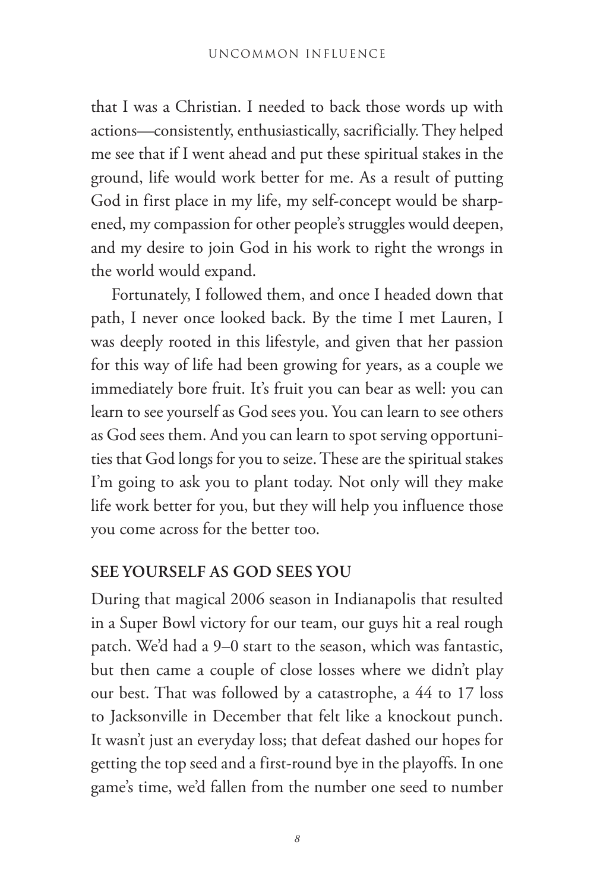that I was a Christian. I needed to back those words up with actions—consistently, enthusiastically, sacrificially. They helped me see that if I went ahead and put these spiritual stakes in the ground, life would work better for me. As a result of putting God in first place in my life, my self-concept would be sharpened, my compassion for other people's struggles would deepen, and my desire to join God in his work to right the wrongs in the world would expand.

Fortunately, I followed them, and once I headed down that path, I never once looked back. By the time I met Lauren, I was deeply rooted in this lifestyle, and given that her passion for this way of life had been growing for years, as a couple we immediately bore fruit. It's fruit you can bear as well: you can learn to see yourself as God sees you. You can learn to see others as God sees them. And you can learn to spot serving opportunities that God longs for you to seize. These are the spiritual stakes I'm going to ask you to plant today. Not only will they make life work better for you, but they will help you influence those you come across for the better too.

## SEE YOURSELF AS GOD SEES YOU

During that magical 2006 season in Indianapolis that resulted in a Super Bowl victory for our team, our guys hit a real rough patch. We'd had a 9–0 start to the season, which was fantastic, but then came a couple of close losses where we didn't play our best. That was followed by a catastrophe, a 44 to 17 loss to Jacksonville in December that felt like a knockout punch. It wasn't just an everyday loss; that defeat dashed our hopes for getting the top seed and a first-round bye in the playoffs. In one game's time, we'd fallen from the number one seed to number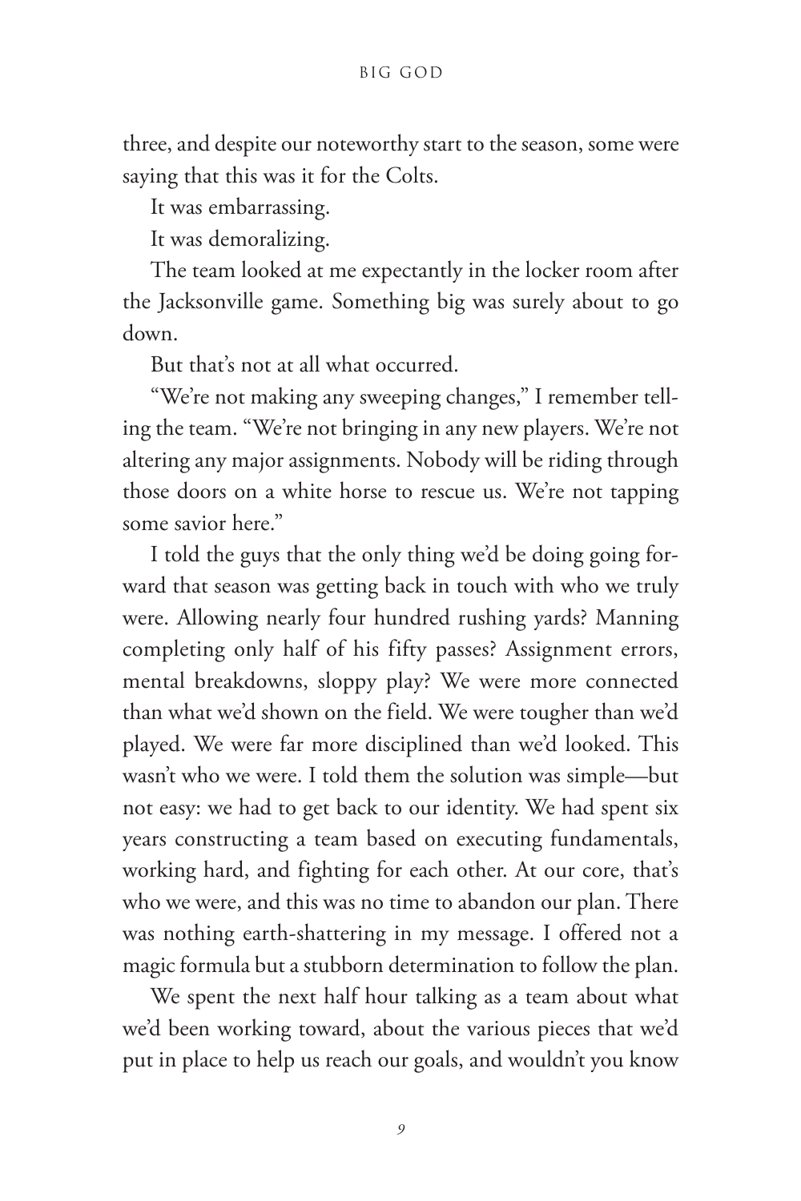three, and despite our noteworthy start to the season, some were saying that this was it for the Colts.

It was embarrassing.

It was demoralizing.

The team looked at me expectantly in the locker room after the Jacksonville game. Something big was surely about to go down.

But that's not at all what occurred.

"We're not making any sweeping changes," I remember telling the team. "We're not bringing in any new players. We're not altering any major assignments. Nobody will be riding through those doors on a white horse to rescue us. We're not tapping some savior here."

I told the guys that the only thing we'd be doing going forward that season was getting back in touch with who we truly were. Allowing nearly four hundred rushing yards? Manning completing only half of his fifty passes? Assignment errors, mental breakdowns, sloppy play? We were more connected than what we'd shown on the field. We were tougher than we'd played. We were far more disciplined than we'd looked. This wasn't who we were. I told them the solution was simple—but not easy: we had to get back to our identity. We had spent six years constructing a team based on executing fundamentals, working hard, and fighting for each other. At our core, that's who we were, and this was no time to abandon our plan. There was nothing earth-shattering in my message. I offered not a magic formula but a stubborn determination to follow the plan.

We spent the next half hour talking as a team about what we'd been working toward, about the various pieces that we'd put in place to help us reach our goals, and wouldn't you know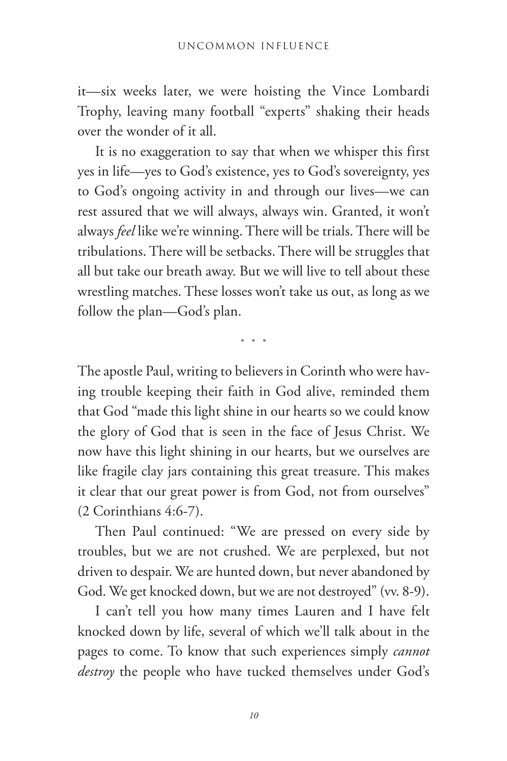it—six weeks later, we were hoisting the Vince Lombardi Trophy, leaving many football "experts" shaking their heads over the wonder of it all.

It is no exaggeration to say that when we whisper this first yes in life—yes to God's existence, yes to God's sovereignty, yes to God's ongoing activity in and through our lives—we can rest assured that we will always, always win. Granted, it won't always *feel* like we're winning. There will be trials. There will be tribulations. There will be setbacks. There will be struggles that all but take our breath away. But we will live to tell about these wrestling matches. These losses won't take us out, as long as we follow the plan—God's plan.

• • •

The apostle Paul, writing to believers in Corinth who were having trouble keeping their faith in God alive, reminded them that God "made this light shine in our hearts so we could know the glory of God that is seen in the face of Jesus Christ. We now have this light shining in our hearts, but we ourselves are like fragile clay jars containing this great treasure. This makes it clear that our great power is from God, not from ourselves" (2 Corinthians 4:6-7).

Then Paul continued: "We are pressed on every side by troubles, but we are not crushed. We are perplexed, but not driven to despair. We are hunted down, but never abandoned by God. We get knocked down, but we are not destroyed" (vv. 8-9).

I can't tell you how many times Lauren and I have felt knocked down by life, several of which we'll talk about in the pages to come. To know that such experiences simply *cannot destroy* the people who have tucked themselves under God's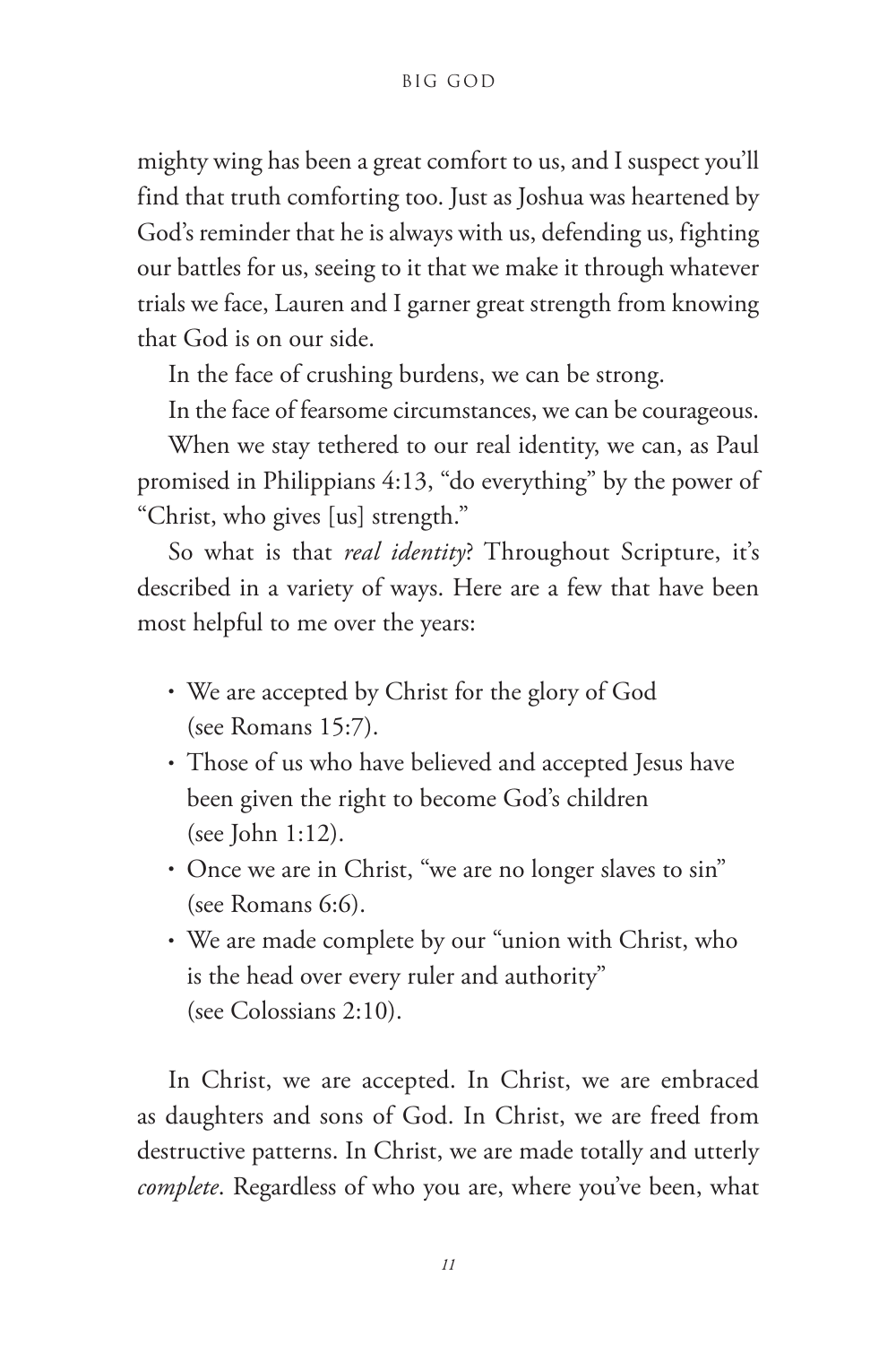mighty wing has been a great comfort to us, and I suspect you'll find that truth comforting too. Just as Joshua was heartened by God's reminder that he is always with us, defending us, fighting our battles for us, seeing to it that we make it through whatever trials we face, Lauren and I garner great strength from knowing that God is on our side.

In the face of crushing burdens, we can be strong.

In the face of fearsome circumstances, we can be courageous.

When we stay tethered to our real identity, we can, as Paul promised in Philippians 4:13, "do everything" by the power of "Christ, who gives [us] strength."

So what is that *real identity*? Throughout Scripture, it's described in a variety of ways. Here are a few that have been most helpful to me over the years:

- We are accepted by Christ for the glory of God (see Romans 15:7).
- Those of us who have believed and accepted Jesus have been given the right to become God's children (see John 1:12).
- Once we are in Christ, "we are no longer slaves to sin" (see Romans 6:6).
- We are made complete by our "union with Christ, who is the head over every ruler and authority" (see Colossians 2:10).

In Christ, we are accepted. In Christ, we are embraced as daughters and sons of God. In Christ, we are freed from destructive patterns. In Christ, we are made totally and utterly *complete*. Regardless of who you are, where you've been, what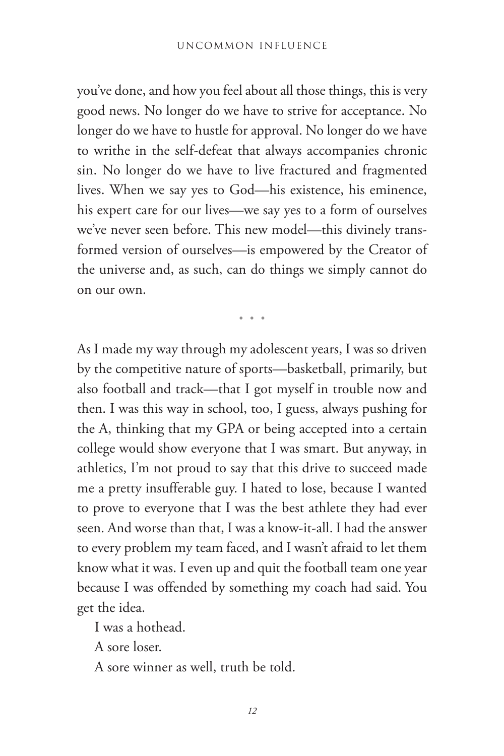you've done, and how you feel about all those things, this is very good news. No longer do we have to strive for acceptance. No longer do we have to hustle for approval. No longer do we have to writhe in the self-defeat that always accompanies chronic sin. No longer do we have to live fractured and fragmented lives. When we say yes to God—his existence, his eminence, his expert care for our lives—we say yes to a form of ourselves we've never seen before. This new model—this divinely transformed version of ourselves—is empowered by the Creator of the universe and, as such, can do things we simply cannot do on our own.

• • •

As I made my way through my adolescent years, I was so driven by the competitive nature of sports—basketball, primarily, but also football and track—that I got myself in trouble now and then. I was this way in school, too, I guess, always pushing for the A, thinking that my GPA or being accepted into a certain college would show everyone that I was smart. But anyway, in athletics, I'm not proud to say that this drive to succeed made me a pretty insufferable guy. I hated to lose, because I wanted to prove to everyone that I was the best athlete they had ever seen. And worse than that, I was a know-it-all. I had the answer to every problem my team faced, and I wasn't afraid to let them know what it was. I even up and quit the football team one year because I was offended by something my coach had said. You get the idea.

I was a hothead.

A sore loser.

A sore winner as well, truth be told.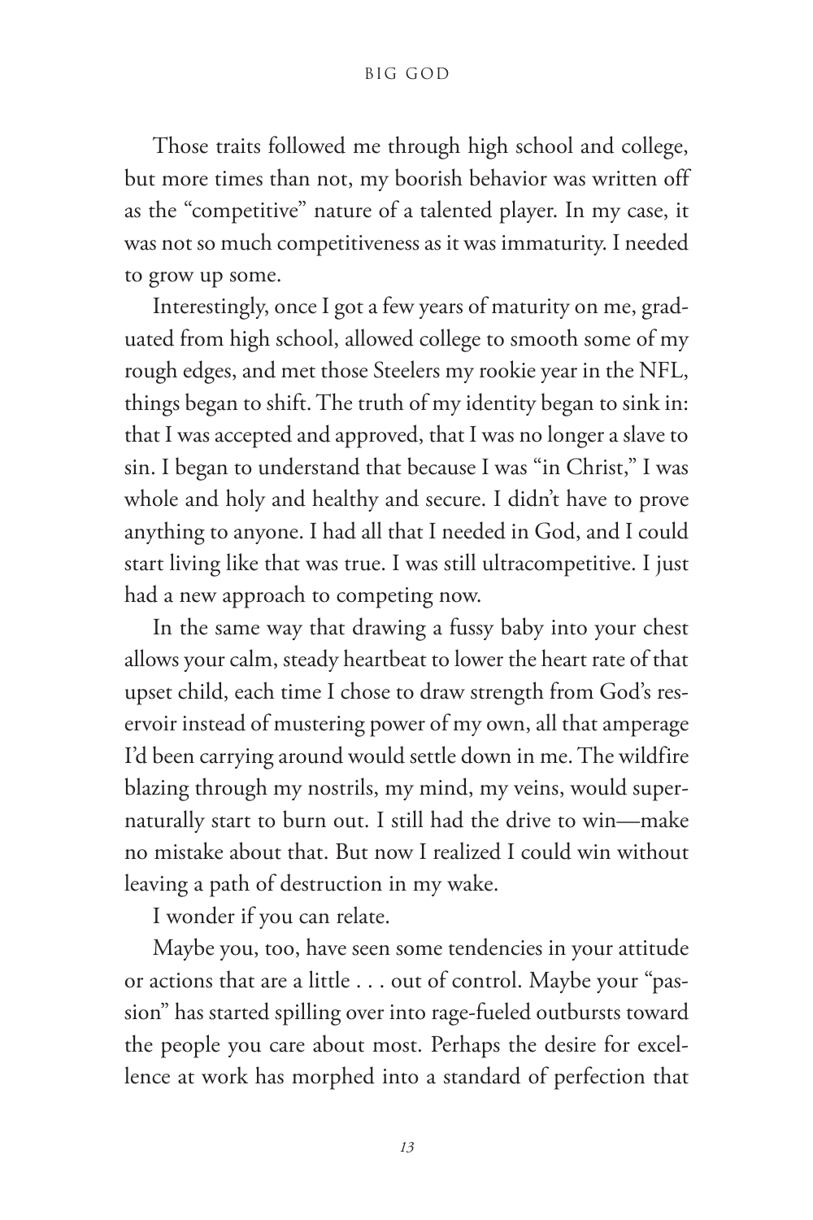Those traits followed me through high school and college, but more times than not, my boorish behavior was written off as the "competitive" nature of a talented player. In my case, it was not so much competitiveness as it was immaturity. I needed to grow up some.

Interestingly, once I got a few years of maturity on me, graduated from high school, allowed college to smooth some of my rough edges, and met those Steelers my rookie year in the NFL, things began to shift. The truth of my identity began to sink in: that I was accepted and approved, that I was no longer a slave to sin. I began to understand that because I was "in Christ," I was whole and holy and healthy and secure. I didn't have to prove anything to anyone. I had all that I needed in God, and I could start living like that was true. I was still ultracompetitive. I just had a new approach to competing now.

In the same way that drawing a fussy baby into your chest allows your calm, steady heartbeat to lower the heart rate of that upset child, each time I chose to draw strength from God's reservoir instead of mustering power of my own, all that amperage I'd been carrying around would settle down in me. The wildfire blazing through my nostrils, my mind, my veins, would supernaturally start to burn out. I still had the drive to win—make no mistake about that. But now I realized I could win without leaving a path of destruction in my wake.

I wonder if you can relate.

Maybe you, too, have seen some tendencies in your attitude or actions that are a little . . . out of control. Maybe your "passion" has started spilling over into rage-fueled outbursts toward the people you care about most. Perhaps the desire for excellence at work has morphed into a standard of perfection that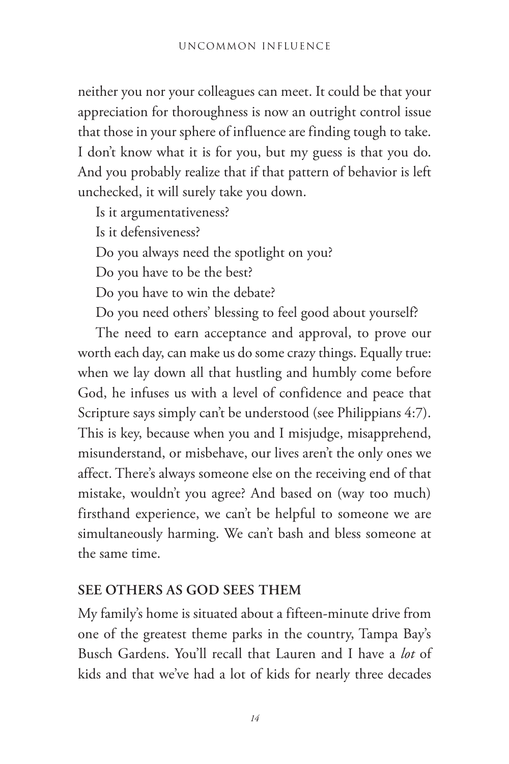neither you nor your colleagues can meet. It could be that your appreciation for thoroughness is now an outright control issue that those in your sphere of influence are finding tough to take. I don't know what it is for you, but my guess is that you do. And you probably realize that if that pattern of behavior is left unchecked, it will surely take you down.

Is it argumentativeness?

Is it defensiveness?

Do you always need the spotlight on you?

Do you have to be the best?

Do you have to win the debate?

Do you need others' blessing to feel good about yourself?

The need to earn acceptance and approval, to prove our worth each day, can make us do some crazy things. Equally true: when we lay down all that hustling and humbly come before God, he infuses us with a level of confidence and peace that Scripture says simply can't be understood (see Philippians 4:7). This is key, because when you and I misjudge, misapprehend, misunderstand, or misbehave, our lives aren't the only ones we affect. There's always someone else on the receiving end of that mistake, wouldn't you agree? And based on (way too much) firsthand experience, we can't be helpful to someone we are simultaneously harming. We can't bash and bless someone at the same time.

## SEE OTHERS AS GOD SEES THEM

My family's home is situated about a fifteen-minute drive from one of the greatest theme parks in the country, Tampa Bay's Busch Gardens. You'll recall that Lauren and I have a *lot* of kids and that we've had a lot of kids for nearly three decades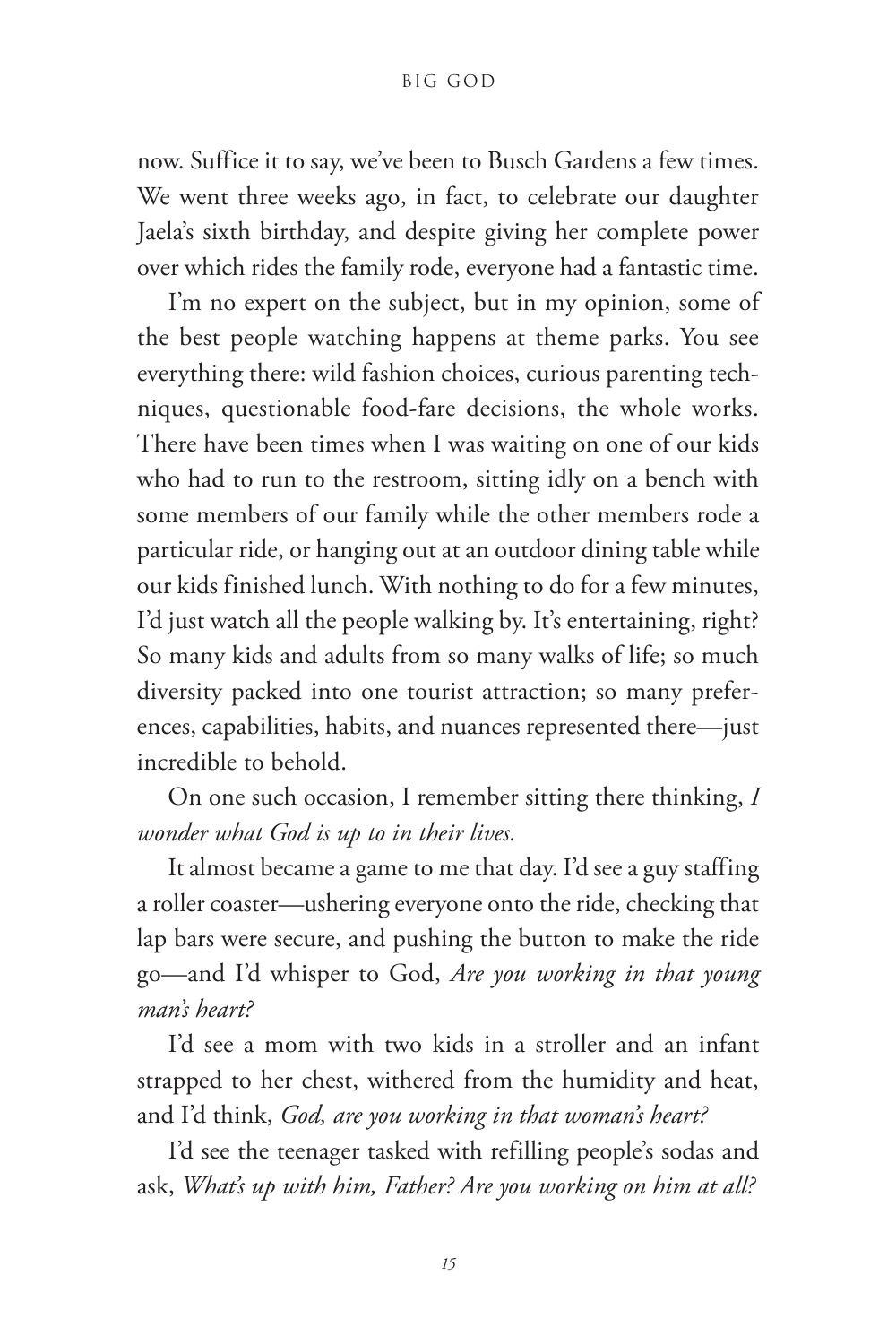now. Suffice it to say, we've been to Busch Gardens a few times. We went three weeks ago, in fact, to celebrate our daughter Jaela's sixth birthday, and despite giving her complete power over which rides the family rode, everyone had a fantastic time.

I'm no expert on the subject, but in my opinion, some of the best people watching happens at theme parks. You see everything there: wild fashion choices, curious parenting techniques, questionable food-fare decisions, the whole works. There have been times when I was waiting on one of our kids who had to run to the restroom, sitting idly on a bench with some members of our family while the other members rode a particular ride, or hanging out at an outdoor dining table while our kids finished lunch. With nothing to do for a few minutes, I'd just watch all the people walking by. It's entertaining, right? So many kids and adults from so many walks of life; so much diversity packed into one tourist attraction; so many preferences, capabilities, habits, and nuances represented there—just incredible to behold.

On one such occasion, I remember sitting there thinking, *I wonder what God is up to in their lives.*

It almost became a game to me that day. I'd see a guy staffing a roller coaster—ushering everyone onto the ride, checking that lap bars were secure, and pushing the button to make the ride go—and I'd whisper to God, *Are you working in that young man's heart?*

I'd see a mom with two kids in a stroller and an infant strapped to her chest, withered from the humidity and heat, and I'd think, *God, are you working in that woman's heart?*

I'd see the teenager tasked with refilling people's sodas and ask, *What's up with him, Father? Are you working on him at all?*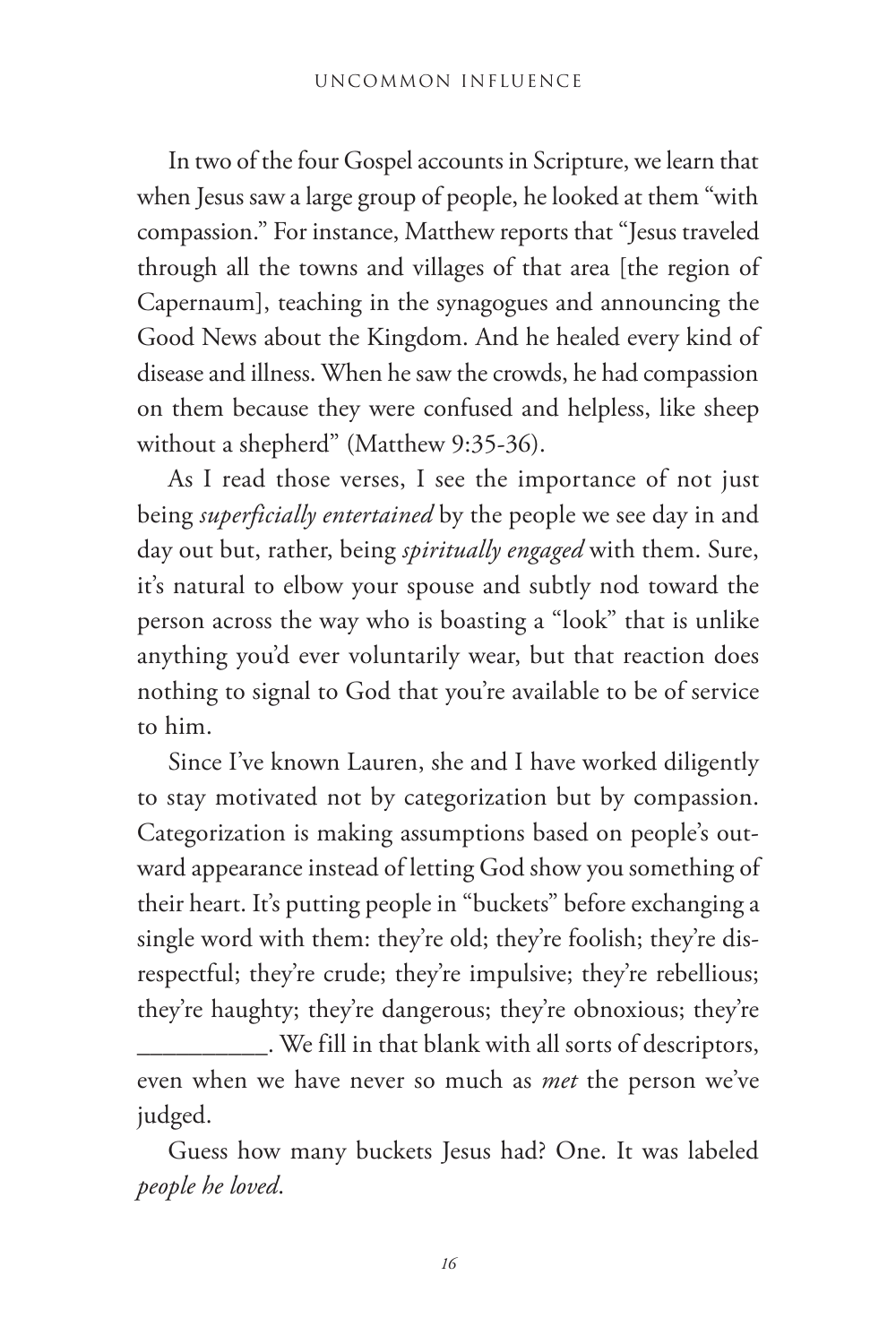In two of the four Gospel accounts in Scripture, we learn that when Jesus saw a large group of people, he looked at them "with compassion." For instance, Matthew reports that "Jesus traveled through all the towns and villages of that area [the region of Capernaum], teaching in the synagogues and announcing the Good News about the Kingdom. And he healed every kind of disease and illness. When he saw the crowds, he had compassion on them because they were confused and helpless, like sheep without a shepherd" (Matthew 9:35-36).

As I read those verses, I see the importance of not just being *superficially entertained* by the people we see day in and day out but, rather, being *spiritually engaged* with them. Sure, it's natural to elbow your spouse and subtly nod toward the person across the way who is boasting a "look" that is unlike anything you'd ever voluntarily wear, but that reaction does nothing to signal to God that you're available to be of service to him.

Since I've known Lauren, she and I have worked diligently to stay motivated not by categorization but by compassion. Categorization is making assumptions based on people's outward appearance instead of letting God show you something of their heart. It's putting people in "buckets" before exchanging a single word with them: they're old; they're foolish; they're disrespectful; they're crude; they're impulsive; they're rebellious; they're haughty; they're dangerous; they're obnoxious; they're __________. We fill in that blank with all sorts of descriptors, even when we have never so much as *met* the person we've judged.

Guess how many buckets Jesus had? One. It was labeled *people he loved*.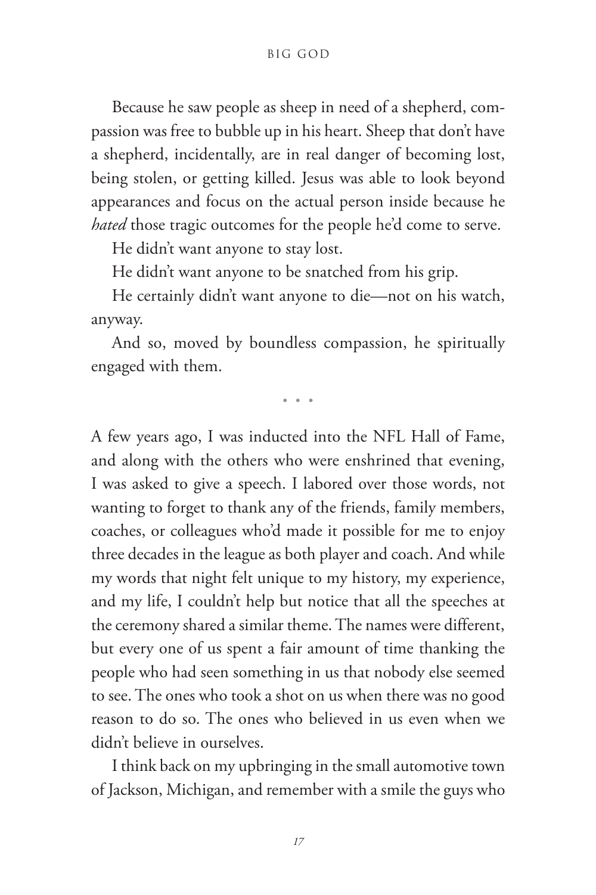Because he saw people as sheep in need of a shepherd, compassion was free to bubble up in his heart. Sheep that don't have a shepherd, incidentally, are in real danger of becoming lost, being stolen, or getting killed. Jesus was able to look beyond appearances and focus on the actual person inside because he *hated* those tragic outcomes for the people he'd come to serve.

He didn't want anyone to stay lost.

He didn't want anyone to be snatched from his grip.

He certainly didn't want anyone to die—not on his watch, anyway.

And so, moved by boundless compassion, he spiritually engaged with them.

• • •

A few years ago, I was inducted into the NFL Hall of Fame, and along with the others who were enshrined that evening, I was asked to give a speech. I labored over those words, not wanting to forget to thank any of the friends, family members, coaches, or colleagues who'd made it possible for me to enjoy three decades in the league as both player and coach. And while my words that night felt unique to my history, my experience, and my life, I couldn't help but notice that all the speeches at the ceremony shared a similar theme. The names were different, but every one of us spent a fair amount of time thanking the people who had seen something in us that nobody else seemed to see. The ones who took a shot on us when there was no good reason to do so. The ones who believed in us even when we didn't believe in ourselves.

I think back on my upbringing in the small automotive town of Jackson, Michigan, and remember with a smile the guys who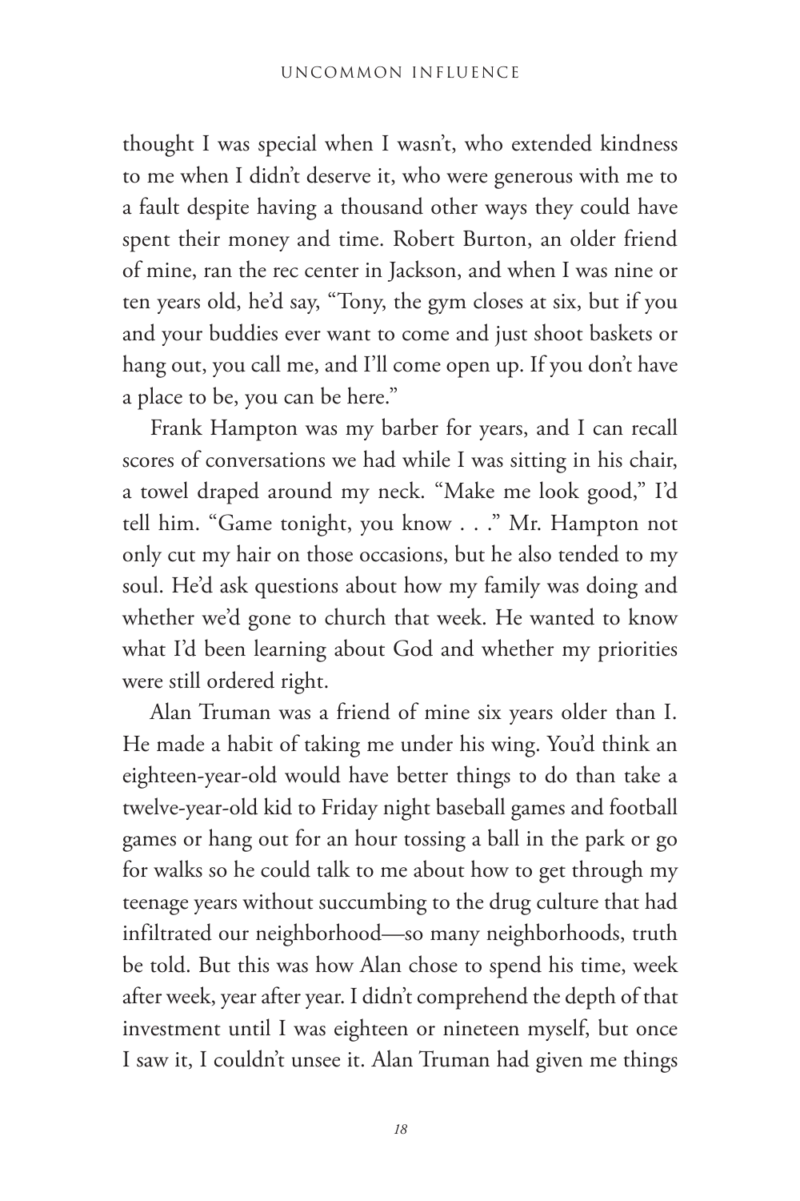thought I was special when I wasn't, who extended kindness to me when I didn't deserve it, who were generous with me to a fault despite having a thousand other ways they could have spent their money and time. Robert Burton, an older friend of mine, ran the rec center in Jackson, and when I was nine or ten years old, he'd say, "Tony, the gym closes at six, but if you and your buddies ever want to come and just shoot baskets or hang out, you call me, and I'll come open up. If you don't have a place to be, you can be here."

Frank Hampton was my barber for years, and I can recall scores of conversations we had while I was sitting in his chair, a towel draped around my neck. "Make me look good," I'd tell him. "Game tonight, you know . . ." Mr. Hampton not only cut my hair on those occasions, but he also tended to my soul. He'd ask questions about how my family was doing and whether we'd gone to church that week. He wanted to know what I'd been learning about God and whether my priorities were still ordered right.

Alan Truman was a friend of mine six years older than I. He made a habit of taking me under his wing. You'd think an eighteen-year-old would have better things to do than take a twelve-year-old kid to Friday night baseball games and football games or hang out for an hour tossing a ball in the park or go for walks so he could talk to me about how to get through my teenage years without succumbing to the drug culture that had infiltrated our neighborhood—so many neighborhoods, truth be told. But this was how Alan chose to spend his time, week after week, year after year. I didn't comprehend the depth of that investment until I was eighteen or nineteen myself, but once I saw it, I couldn't unsee it. Alan Truman had given me things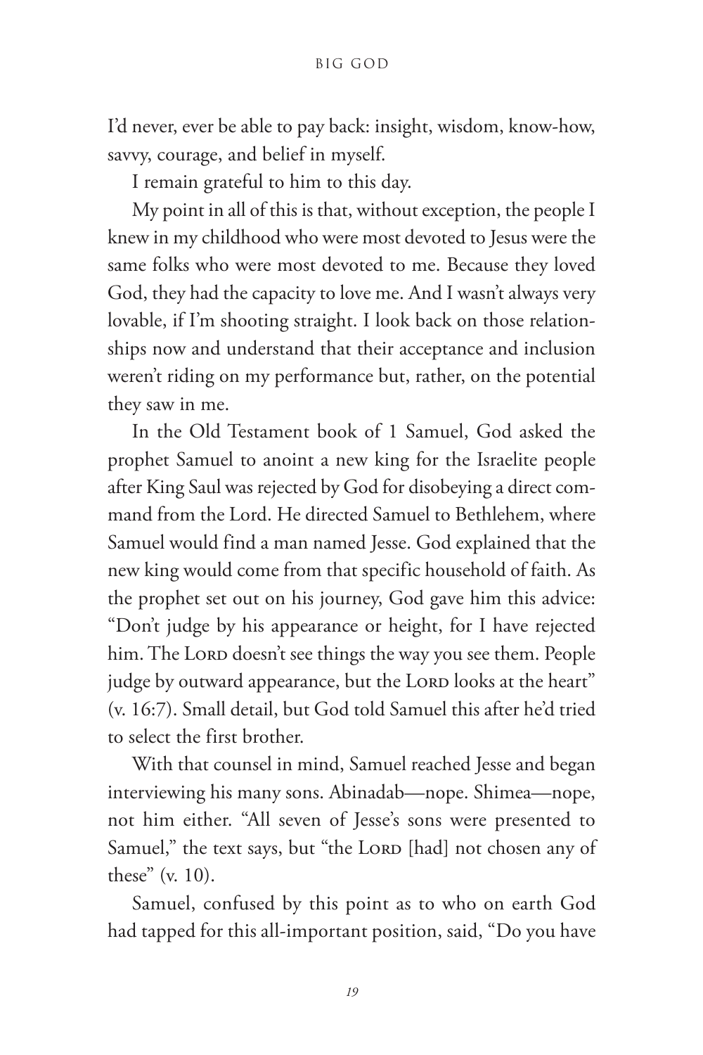I'd never, ever be able to pay back: insight, wisdom, know-how, savvy, courage, and belief in myself.

I remain grateful to him to this day.

My point in all of this is that, without exception, the people I knew in my childhood who were most devoted to Jesus were the same folks who were most devoted to me. Because they loved God, they had the capacity to love me. And I wasn't always very lovable, if I'm shooting straight. I look back on those relationships now and understand that their acceptance and inclusion weren't riding on my performance but, rather, on the potential they saw in me.

In the Old Testament book of 1 Samuel, God asked the prophet Samuel to anoint a new king for the Israelite people after King Saul was rejected by God for disobeying a direct command from the Lord. He directed Samuel to Bethlehem, where Samuel would find a man named Jesse. God explained that the new king would come from that specific household of faith. As the prophet set out on his journey, God gave him this advice: "Don't judge by his appearance or height, for I have rejected him. The Lord doesn't see things the way you see them. People judge by outward appearance, but the Lord looks at the heart" (v. 16:7). Small detail, but God told Samuel this after he'd tried to select the first brother.

With that counsel in mind, Samuel reached Jesse and began interviewing his many sons. Abinadab—nope. Shimea—nope, not him either. "All seven of Jesse's sons were presented to Samuel," the text says, but "the Lord [had] not chosen any of these" (v. 10).

Samuel, confused by this point as to who on earth God had tapped for this all-important position, said, "Do you have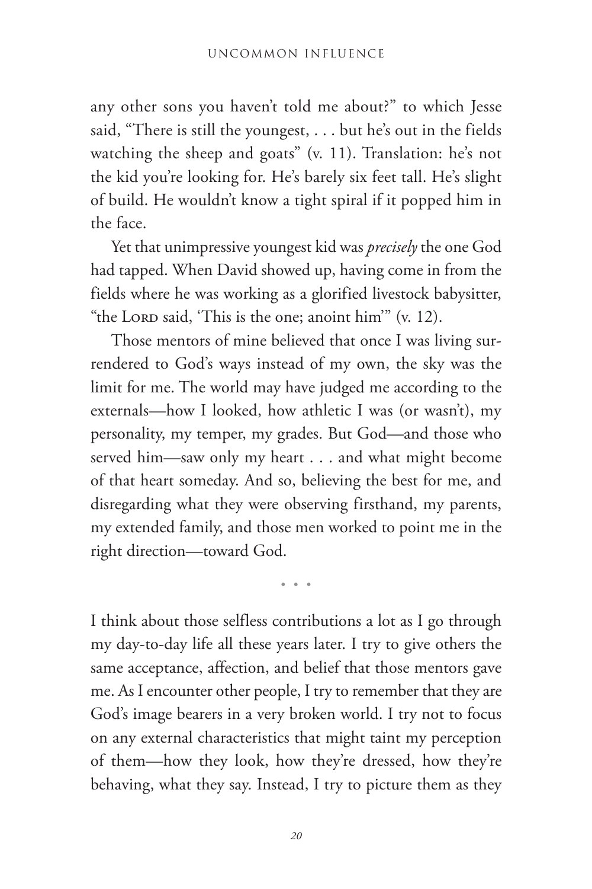any other sons you haven't told me about?" to which Jesse said, "There is still the youngest, . . . but he's out in the fields watching the sheep and goats" (v. 11). Translation: he's not the kid you're looking for. He's barely six feet tall. He's slight of build. He wouldn't know a tight spiral if it popped him in the face.

Yet that unimpressive youngest kid was *precisely* the one God had tapped. When David showed up, having come in from the fields where he was working as a glorified livestock babysitter, "the LORD said, 'This is the one; anoint him'" (v. 12).

Those mentors of mine believed that once I was living surrendered to God's ways instead of my own, the sky was the limit for me. The world may have judged me according to the externals—how I looked, how athletic I was (or wasn't), my personality, my temper, my grades. But God—and those who served him—saw only my heart . . . and what might become of that heart someday. And so, believing the best for me, and disregarding what they were observing firsthand, my parents, my extended family, and those men worked to point me in the right direction—toward God.

• • •

I think about those selfless contributions a lot as I go through my day-to-day life all these years later. I try to give others the same acceptance, affection, and belief that those mentors gave me. As I encounter other people, I try to remember that they are God's image bearers in a very broken world. I try not to focus on any external characteristics that might taint my perception of them—how they look, how they're dressed, how they're behaving, what they say. Instead, I try to picture them as they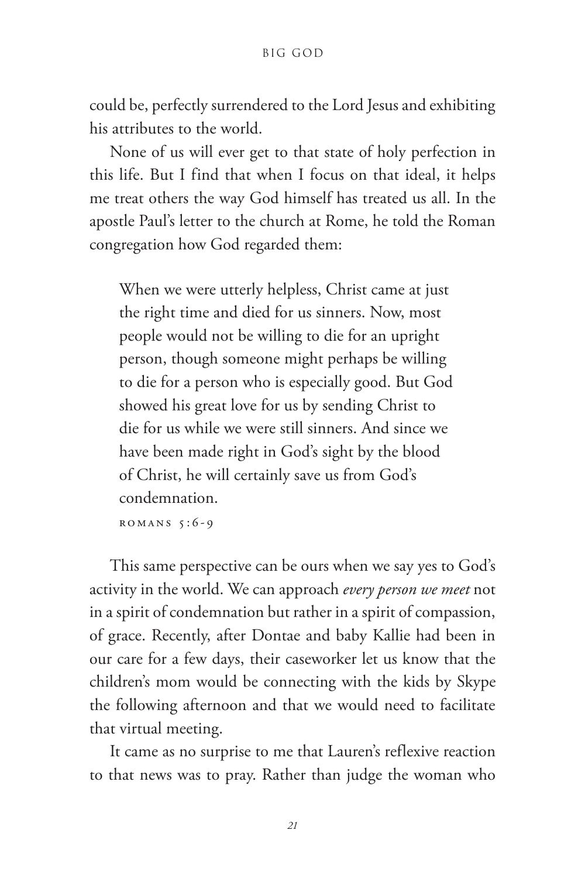could be, perfectly surrendered to the Lord Jesus and exhibiting his attributes to the world.

None of us will ever get to that state of holy perfection in this life. But I find that when I focus on that ideal, it helps me treat others the way God himself has treated us all. In the apostle Paul's letter to the church at Rome, he told the Roman congregation how God regarded them:

> When we were utterly helpless, Christ came at just the right time and died for us sinners. Now, most people would not be willing to die for an upright person, though someone might perhaps be willing to die for a person who is especially good. But God showed his great love for us by sending Christ to die for us while we were still sinners. And since we have been made right in God's sight by the blood of Christ, he will certainly save us from God's condemnation.
>
> ROMANS 5:6-9

This same perspective can be ours when we say yes to God's activity in the world. We can approach *every person we meet* not in a spirit of condemnation but rather in a spirit of compassion, of grace. Recently, after Dontae and baby Kallie had been in our care for a few days, their caseworker let us know that the children's mom would be connecting with the kids by Skype the following afternoon and that we would need to facilitate that virtual meeting.

It came as no surprise to me that Lauren's reflexive reaction to that news was to pray. Rather than judge the woman who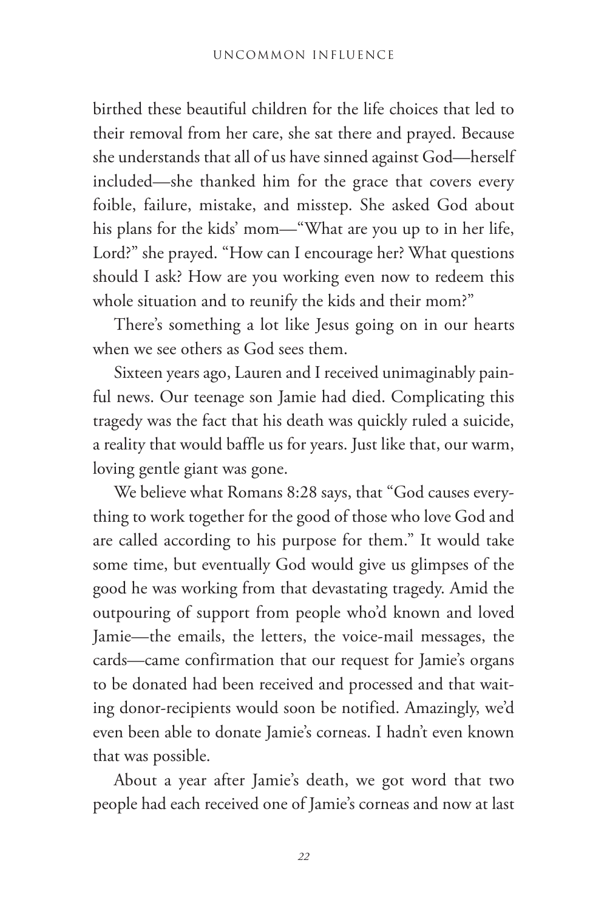birthed these beautiful children for the life choices that led to their removal from her care, she sat there and prayed. Because she understands that all of us have sinned against God—herself included—she thanked him for the grace that covers every foible, failure, mistake, and misstep. She asked God about his plans for the kids' mom—"What are you up to in her life, Lord?" she prayed. "How can I encourage her? What questions should I ask? How are you working even now to redeem this whole situation and to reunify the kids and their mom?"

There's something a lot like Jesus going on in our hearts when we see others as God sees them.

Sixteen years ago, Lauren and I received unimaginably painful news. Our teenage son Jamie had died. Complicating this tragedy was the fact that his death was quickly ruled a suicide, a reality that would baffle us for years. Just like that, our warm, loving gentle giant was gone.

We believe what Romans 8:28 says, that "God causes everything to work together for the good of those who love God and are called according to his purpose for them." It would take some time, but eventually God would give us glimpses of the good he was working from that devastating tragedy. Amid the outpouring of support from people who'd known and loved Jamie—the emails, the letters, the voice-mail messages, the cards—came confirmation that our request for Jamie's organs to be donated had been received and processed and that waiting donor-recipients would soon be notified. Amazingly, we'd even been able to donate Jamie's corneas. I hadn't even known that was possible.

About a year after Jamie's death, we got word that two people had each received one of Jamie's corneas and now at last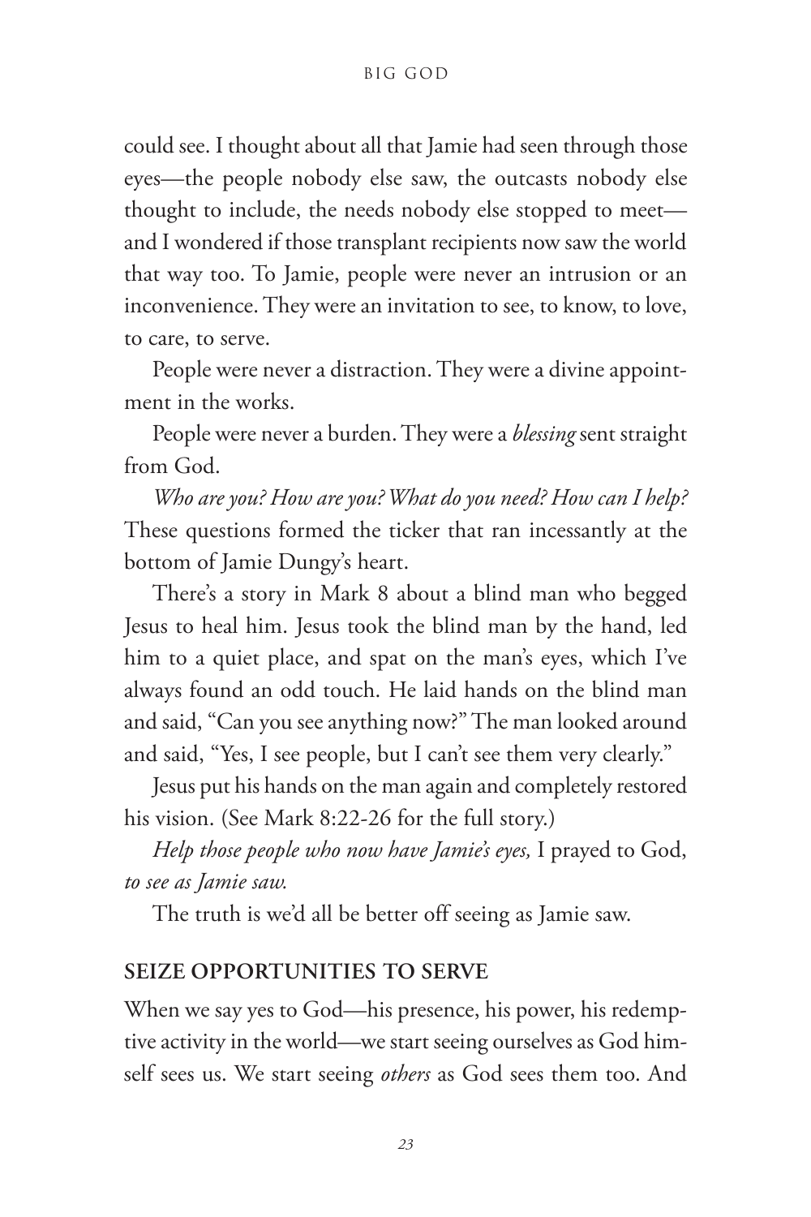could see. I thought about all that Jamie had seen through those eyes—the people nobody else saw, the outcasts nobody else thought to include, the needs nobody else stopped to meet—and I wondered if those transplant recipients now saw the world that way too. To Jamie, people were never an intrusion or an inconvenience. They were an invitation to see, to know, to love, to care, to serve.

People were never a distraction. They were a divine appointment in the works.

People were never a burden. They were a *blessing* sent straight from God.

*Who are you? How are you? What do you need? How can I help?* These questions formed the ticker that ran incessantly at the bottom of Jamie Dungy's heart.

There's a story in Mark 8 about a blind man who begged Jesus to heal him. Jesus took the blind man by the hand, led him to a quiet place, and spat on the man's eyes, which I've always found an odd touch. He laid hands on the blind man and said, "Can you see anything now?" The man looked around and said, "Yes, I see people, but I can't see them very clearly."

Jesus put his hands on the man again and completely restored his vision. (See Mark 8:22-26 for the full story.)

*Help those people who now have Jamie's eyes,* I prayed to God, *to see as Jamie saw.*

The truth is we'd all be better off seeing as Jamie saw.

## SEIZE OPPORTUNITIES TO SERVE

When we say yes to God—his presence, his power, his redemptive activity in the world—we start seeing ourselves as God himself sees us. We start seeing *others* as God sees them too. And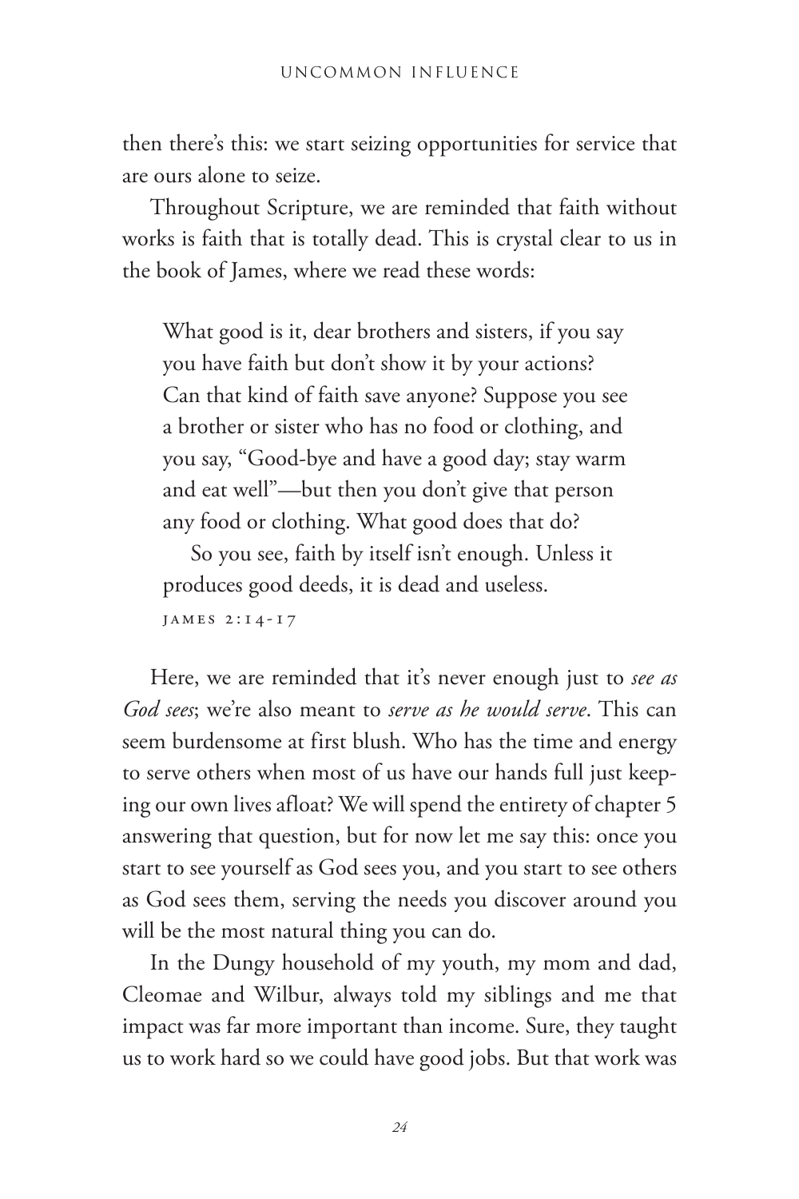then there's this: we start seizing opportunities for service that are ours alone to seize.

Throughout Scripture, we are reminded that faith without works is faith that is totally dead. This is crystal clear to us in the book of James, where we read these words:

> What good is it, dear brothers and sisters, if you say you have faith but don't show it by your actions? Can that kind of faith save anyone? Suppose you see a brother or sister who has no food or clothing, and you say, "Good-bye and have a good day; stay warm and eat well"—but then you don't give that person any food or clothing. What good does that do?
>
> So you see, faith by itself isn't enough. Unless it produces good deeds, it is dead and useless.
>
> JAMES 2:14-17

Here, we are reminded that it's never enough just to *see as God sees*; we're also meant to *serve as he would serve*. This can seem burdensome at first blush. Who has the time and energy to serve others when most of us have our hands full just keeping our own lives afloat? We will spend the entirety of chapter 5 answering that question, but for now let me say this: once you start to see yourself as God sees you, and you start to see others as God sees them, serving the needs you discover around you will be the most natural thing you can do.

In the Dungy household of my youth, my mom and dad, Cleomae and Wilbur, always told my siblings and me that impact was far more important than income. Sure, they taught us to work hard so we could have good jobs. But that work was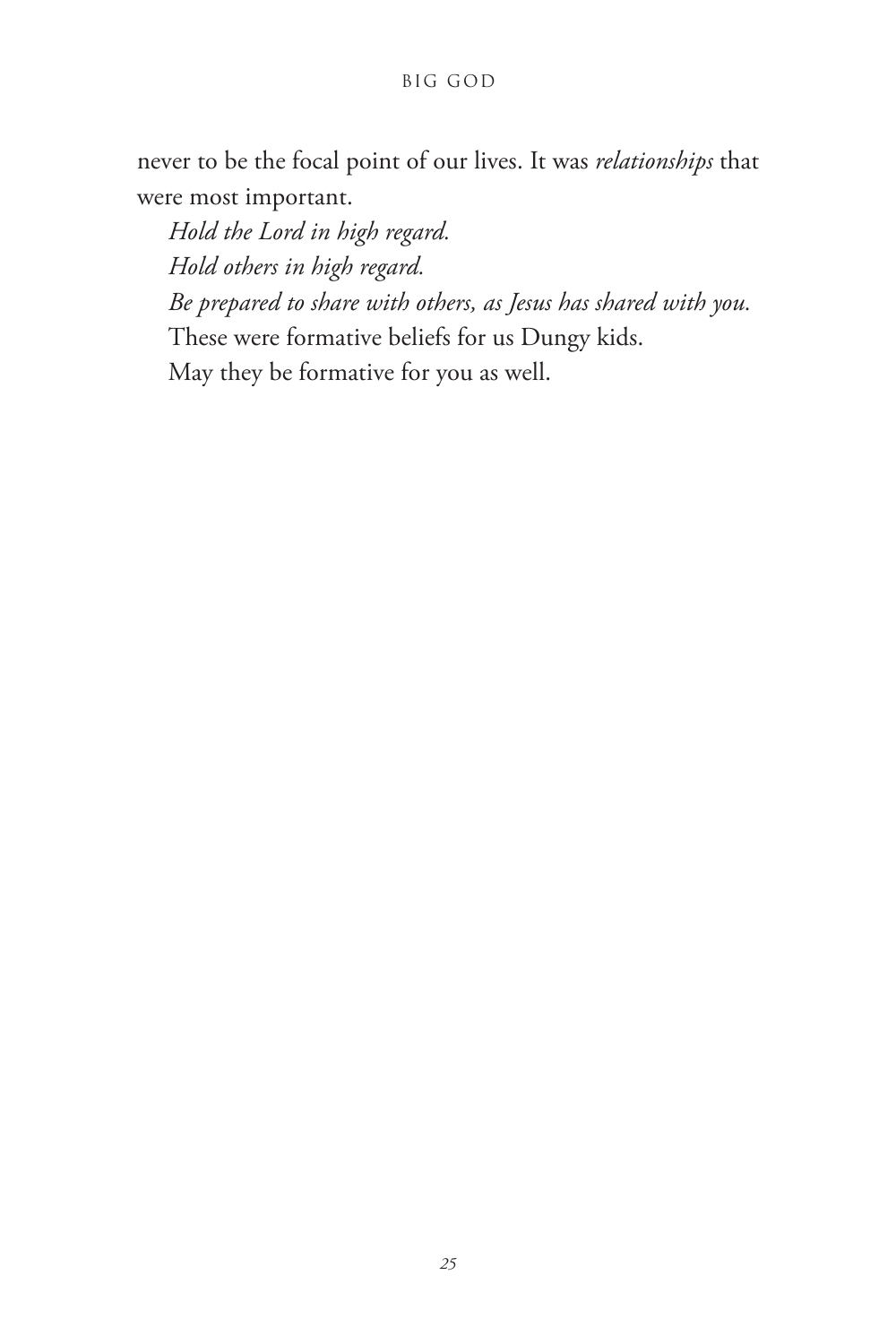never to be the focal point of our lives. It was *relationships* that were most important.

*Hold the Lord in high regard.*

*Hold others in high regard.*

*Be prepared to share with others, as Jesus has shared with you.*

These were formative beliefs for us Dungy kids.

May they be formative for you as well.